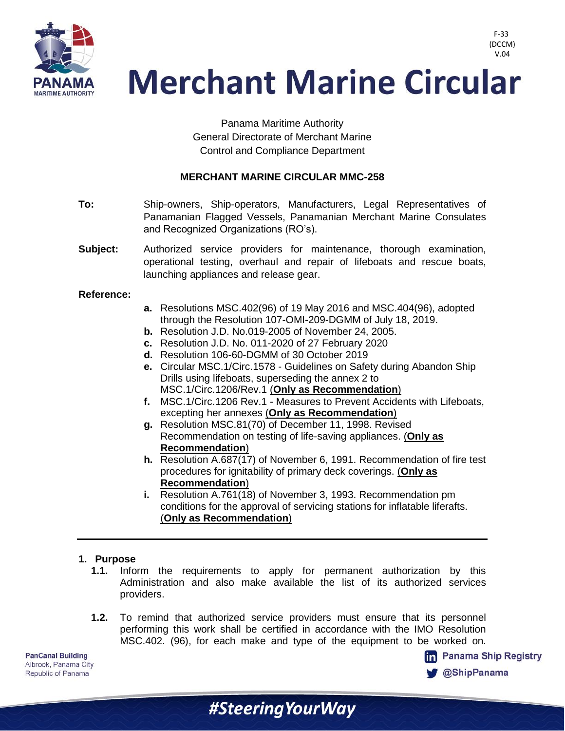# Merchant Marine Circular

Panama Maritime Authority
General Directorate of Merchant Marine
Control and Compliance Department

**MERCHANT MARINE CIRCULAR MMC-258**

**To:** Ship-owners, Ship-operators, Manufacturers, Legal Representatives of Panamanian Flagged Vessels, Panamanian Merchant Marine Consulates and Recognized Organizations (RO's).

**Subject:** Authorized service providers for maintenance, thorough examination, operational testing, overhaul and repair of lifeboats and rescue boats, launching appliances and release gear.

**Reference:**

- **a.** Resolutions MSC.402(96) of 19 May 2016 and MSC.404(96), adopted through the Resolution 107-OMI-209-DGMM of July 18, 2019.
- **b.** Resolution J.D. No.019-2005 of November 24, 2005.
- **c.** Resolution J.D. No. 011-2020 of 27 February 2020
- **d.** Resolution 106-60-DGMM of 30 October 2019
- **e.** Circular MSC.1/Circ.1578 - Guidelines on Safety during Abandon Ship Drills using lifeboats, superseding the annex 2 to MSC.1/Circ.1206/Rev.1 (**Only as Recommendation**)
- **f.** MSC.1/Circ.1206 Rev.1 - Measures to Prevent Accidents with Lifeboats, excepting her annexes (**Only as Recommendation**)
- **g.** Resolution MSC.81(70) of December 11, 1998. Revised Recommendation on testing of life-saving appliances. (**Only as Recommendation**)
- **h.** Resolution A.687(17) of November 6, 1991. Recommendation of fire test procedures for ignitability of primary deck coverings. (**Only as Recommendation**)
- **i.** Resolution A.761(18) of November 3, 1993. Recommendation pm conditions for the approval of servicing stations for inflatable liferafts. (**Only as Recommendation**)

---

## 1. Purpose

**1.1.** Inform the requirements to apply for permanent authorization by this Administration and also make available the list of its authorized services providers.

**1.2.** To remind that authorized service providers must ensure that its personnel performing this work shall be certified in accordance with the IMO Resolution MSC.402. (96), for each make and type of the equipment to be worked on.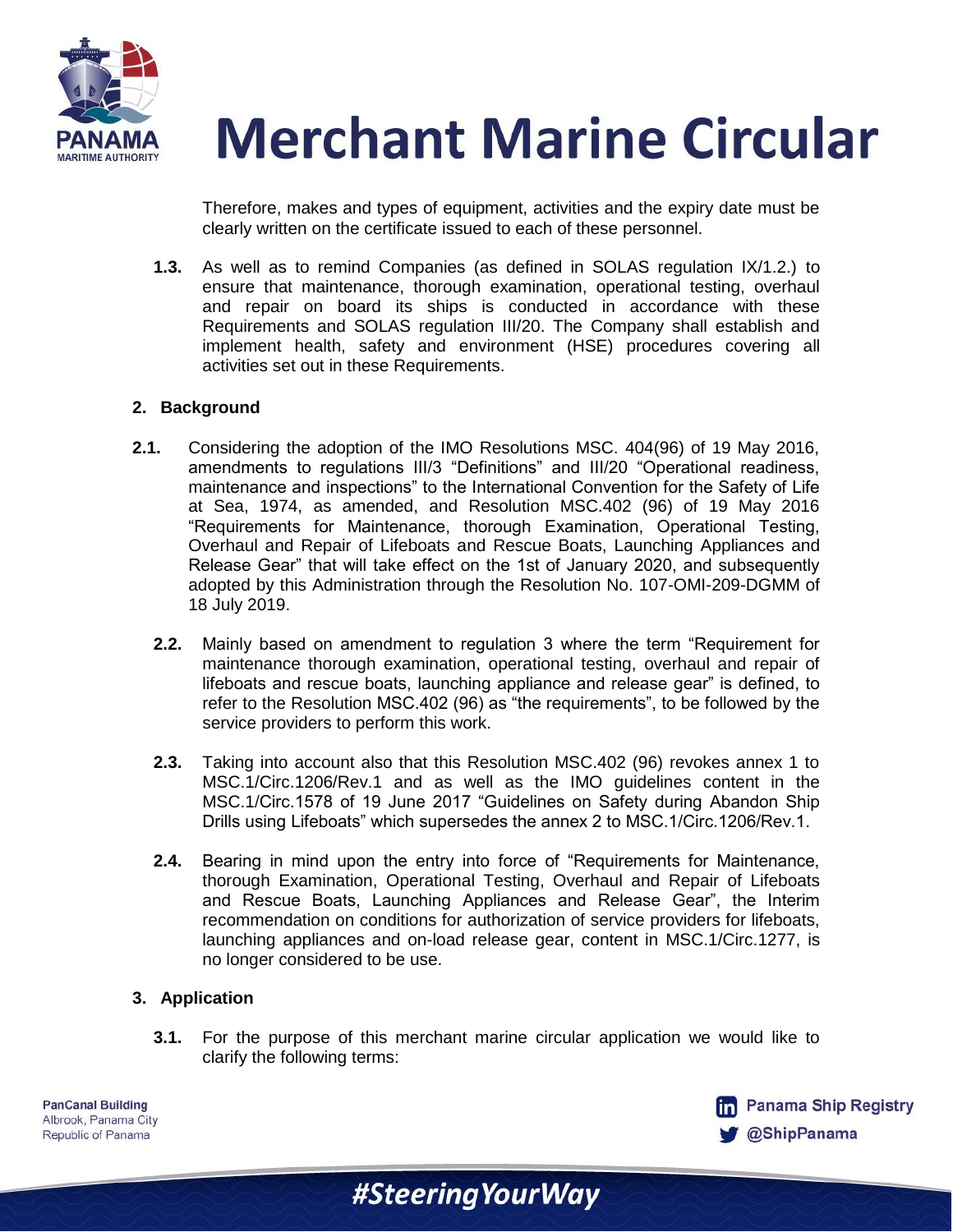Therefore, makes and types of equipment, activities and the expiry date must be clearly written on the certificate issued to each of these personnel.

**1.3.** As well as to remind Companies (as defined in SOLAS regulation IX/1.2.) to ensure that maintenance, thorough examination, operational testing, overhaul and repair on board its ships is conducted in accordance with these Requirements and SOLAS regulation III/20. The Company shall establish and implement health, safety and environment (HSE) procedures covering all activities set out in these Requirements.

## 2. Background

**2.1.** Considering the adoption of the IMO Resolutions MSC. 404(96) of 19 May 2016, amendments to regulations III/3 "Definitions" and III/20 "Operational readiness, maintenance and inspections" to the International Convention for the Safety of Life at Sea, 1974, as amended, and Resolution MSC.402 (96) of 19 May 2016 "Requirements for Maintenance, thorough Examination, Operational Testing, Overhaul and Repair of Lifeboats and Rescue Boats, Launching Appliances and Release Gear" that will take effect on the 1st of January 2020, and subsequently adopted by this Administration through the Resolution No. 107-OMI-209-DGMM of 18 July 2019.

**2.2.** Mainly based on amendment to regulation 3 where the term "Requirement for maintenance thorough examination, operational testing, overhaul and repair of lifeboats and rescue boats, launching appliance and release gear" is defined, to refer to the Resolution MSC.402 (96) as "the requirements", to be followed by the service providers to perform this work.

**2.3.** Taking into account also that this Resolution MSC.402 (96) revokes annex 1 to MSC.1/Circ.1206/Rev.1 and as well as the IMO guidelines content in the MSC.1/Circ.1578 of 19 June 2017 "Guidelines on Safety during Abandon Ship Drills using Lifeboats" which supersedes the annex 2 to MSC.1/Circ.1206/Rev.1.

**2.4.** Bearing in mind upon the entry into force of "Requirements for Maintenance, thorough Examination, Operational Testing, Overhaul and Repair of Lifeboats and Rescue Boats, Launching Appliances and Release Gear", the Interim recommendation on conditions for authorization of service providers for lifeboats, launching appliances and on-load release gear, content in MSC.1/Circ.1277, is no longer considered to be use.

## 3. Application

**3.1.** For the purpose of this merchant marine circular application we would like to clarify the following terms: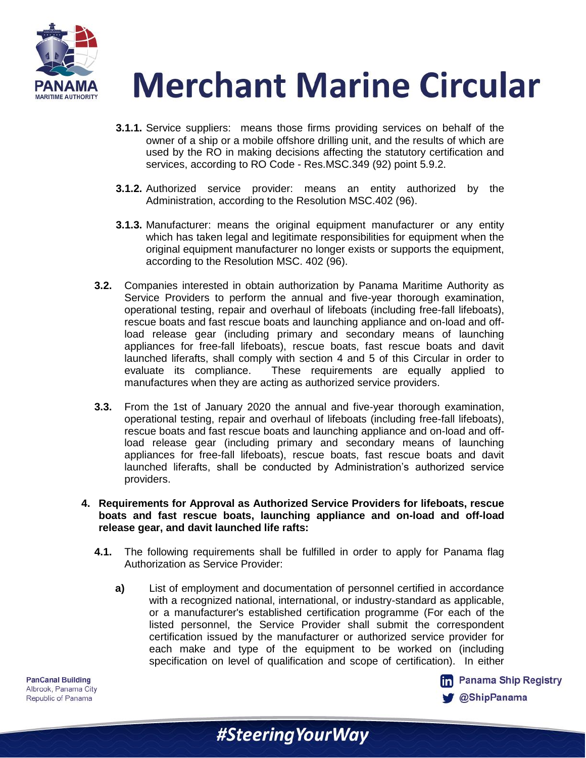**3.1.1.** Service suppliers: means those firms providing services on behalf of the owner of a ship or a mobile offshore drilling unit, and the results of which are used by the RO in making decisions affecting the statutory certification and services, according to RO Code - Res.MSC.349 (92) point 5.9.2.

**3.1.2.** Authorized service provider: means an entity authorized by the Administration, according to the Resolution MSC.402 (96).

**3.1.3.** Manufacturer: means the original equipment manufacturer or any entity which has taken legal and legitimate responsibilities for equipment when the original equipment manufacturer no longer exists or supports the equipment, according to the Resolution MSC. 402 (96).

**3.2.** Companies interested in obtain authorization by Panama Maritime Authority as Service Providers to perform the annual and five-year thorough examination, operational testing, repair and overhaul of lifeboats (including free-fall lifeboats), rescue boats and fast rescue boats and launching appliance and on-load and off-load release gear (including primary and secondary means of launching appliances for free-fall lifeboats), rescue boats, fast rescue boats and davit launched liferafts, shall comply with section 4 and 5 of this Circular in order to evaluate its compliance. These requirements are equally applied to manufactures when they are acting as authorized service providers.

**3.3.** From the 1st of January 2020 the annual and five-year thorough examination, operational testing, repair and overhaul of lifeboats (including free-fall lifeboats), rescue boats and fast rescue boats and launching appliance and on-load and off-load release gear (including primary and secondary means of launching appliances for free-fall lifeboats), rescue boats, fast rescue boats and davit launched liferafts, shall be conducted by Administration's authorized service providers.

**4. Requirements for Approval as Authorized Service Providers for lifeboats, rescue boats and fast rescue boats, launching appliance and on-load and off-load release gear, and davit launched life rafts:**

**4.1.** The following requirements shall be fulfilled in order to apply for Panama flag Authorization as Service Provider:

**a)** List of employment and documentation of personnel certified in accordance with a recognized national, international, or industry-standard as applicable, or a manufacturer's established certification programme (For each of the listed personnel, the Service Provider shall submit the correspondent certification issued by the manufacturer or authorized service provider for each make and type of the equipment to be worked on (including specification on level of qualification and scope of certification). In either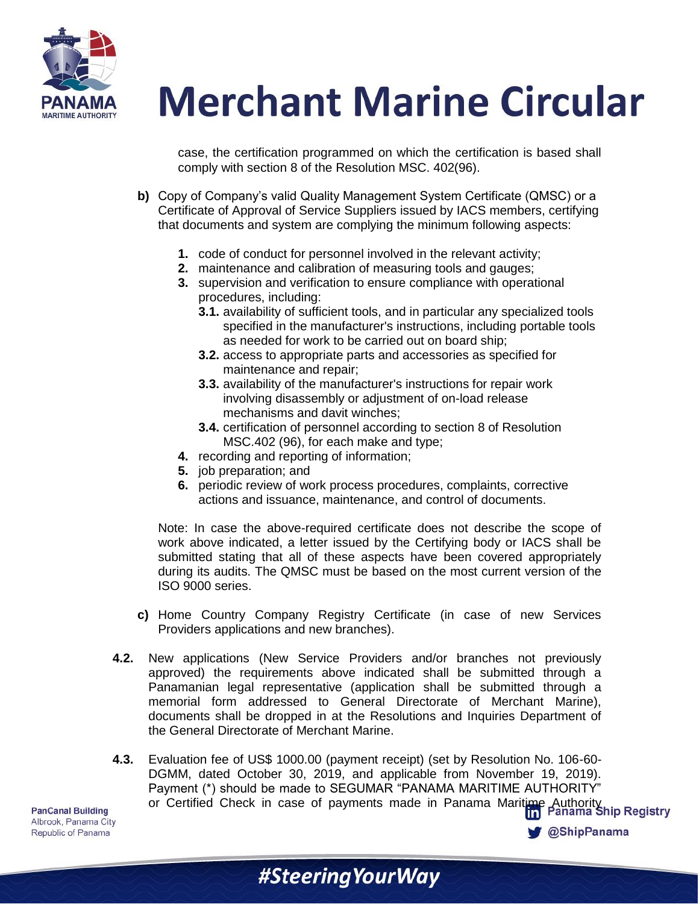case, the certification programmed on which the certification is based shall comply with section 8 of the Resolution MSC. 402(96).

**b)** Copy of Company's valid Quality Management System Certificate (QMSC) or a Certificate of Approval of Service Suppliers issued by IACS members, certifying that documents and system are complying the minimum following aspects:

1. code of conduct for personnel involved in the relevant activity;
2. maintenance and calibration of measuring tools and gauges;
3. supervision and verification to ensure compliance with operational procedures, including:
   - **3.1.** availability of sufficient tools, and in particular any specialized tools specified in the manufacturer's instructions, including portable tools as needed for work to be carried out on board ship;
   - **3.2.** access to appropriate parts and accessories as specified for maintenance and repair;
   - **3.3.** availability of the manufacturer's instructions for repair work involving disassembly or adjustment of on-load release mechanisms and davit winches;
   - **3.4.** certification of personnel according to section 8 of Resolution MSC.402 (96), for each make and type;
4. recording and reporting of information;
5. job preparation; and
6. periodic review of work process procedures, complaints, corrective actions and issuance, maintenance, and control of documents.

Note: In case the above-required certificate does not describe the scope of work above indicated, a letter issued by the Certifying body or IACS shall be submitted stating that all of these aspects have been covered appropriately during its audits. The QMSC must be based on the most current version of the ISO 9000 series.

**c)** Home Country Company Registry Certificate (in case of new Services Providers applications and new branches).

**4.2.** New applications (New Service Providers and/or branches not previously approved) the requirements above indicated shall be submitted through a Panamanian legal representative (application shall be submitted through a memorial form addressed to General Directorate of Merchant Marine), documents shall be dropped in at the Resolutions and Inquiries Department of the General Directorate of Merchant Marine.

**4.3.** Evaluation fee of US$ 1000.00 (payment receipt) (set by Resolution No. 106-60-DGMM, dated October 30, 2019, and applicable from November 19, 2019). Payment (*) should be made to SEGUMAR "PANAMA MARITIME AUTHORITY" or Certified Check in case of payments made in Panama Maritime Authority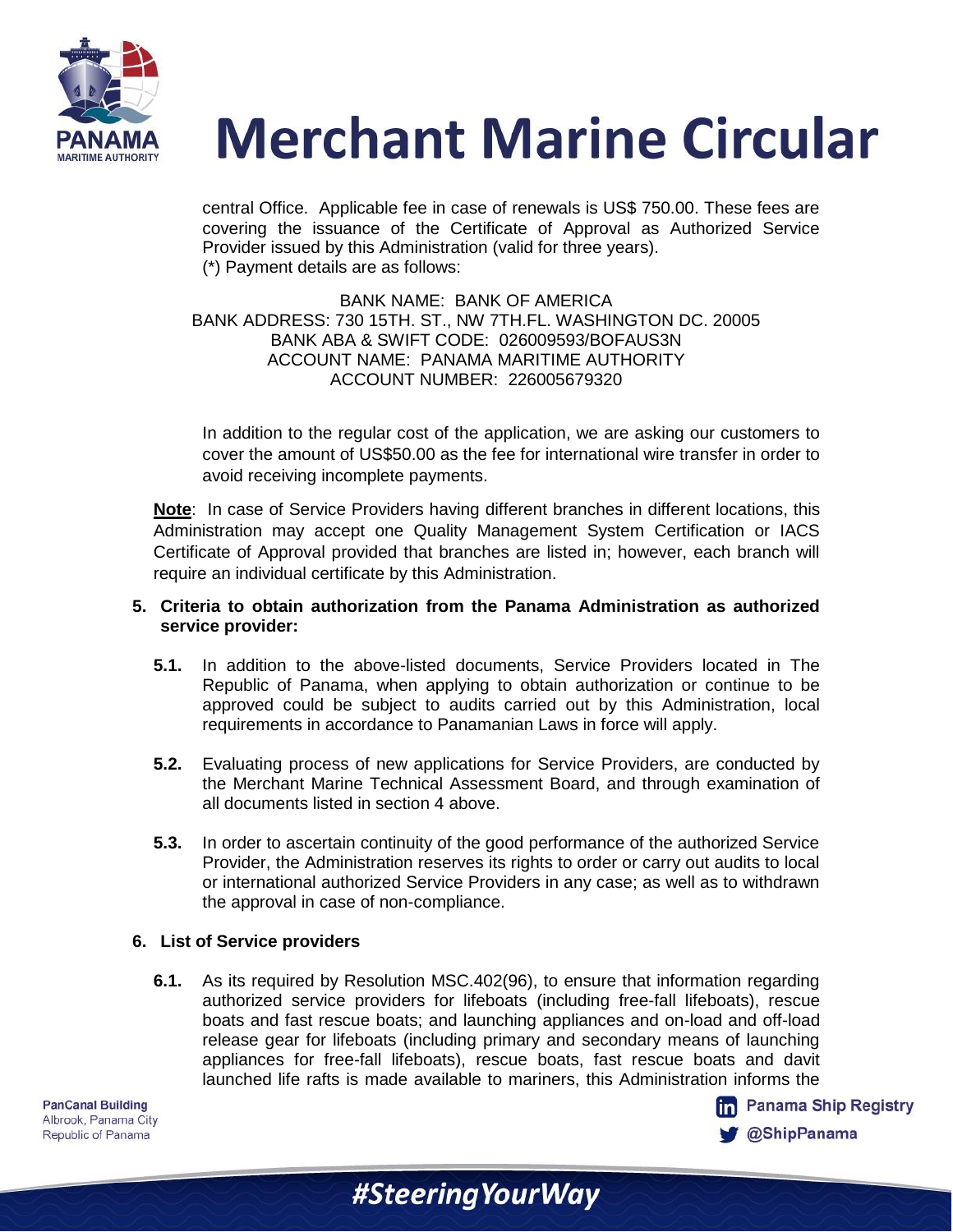central Office. Applicable fee in case of renewals is US$ 750.00. These fees are covering the issuance of the Certificate of Approval as Authorized Service Provider issued by this Administration (valid for three years).
(*) Payment details are as follows:

BANK NAME: BANK OF AMERICA
BANK ADDRESS: 730 15TH. ST., NW 7TH.FL. WASHINGTON DC. 20005
BANK ABA & SWIFT CODE: 026009593/BOFAUS3N
ACCOUNT NAME: PANAMA MARITIME AUTHORITY
ACCOUNT NUMBER: 226005679320

In addition to the regular cost of the application, we are asking our customers to cover the amount of US$50.00 as the fee for international wire transfer in order to avoid receiving incomplete payments.

**Note**: In case of Service Providers having different branches in different locations, this Administration may accept one Quality Management System Certification or IACS Certificate of Approval provided that branches are listed in; however, each branch will require an individual certificate by this Administration.

**5. Criteria to obtain authorization from the Panama Administration as authorized service provider:**

**5.1.** In addition to the above-listed documents, Service Providers located in The Republic of Panama, when applying to obtain authorization or continue to be approved could be subject to audits carried out by this Administration, local requirements in accordance to Panamanian Laws in force will apply.

**5.2.** Evaluating process of new applications for Service Providers, are conducted by the Merchant Marine Technical Assessment Board, and through examination of all documents listed in section 4 above.

**5.3.** In order to ascertain continuity of the good performance of the authorized Service Provider, the Administration reserves its rights to order or carry out audits to local or international authorized Service Providers in any case; as well as to withdrawn the approval in case of non-compliance.

**6. List of Service providers**

**6.1.** As its required by Resolution MSC.402(96), to ensure that information regarding authorized service providers for lifeboats (including free-fall lifeboats), rescue boats and fast rescue boats; and launching appliances and on-load and off-load release gear for lifeboats (including primary and secondary means of launching appliances for free-fall lifeboats), rescue boats, fast rescue boats and davit launched life rafts is made available to mariners, this Administration informs the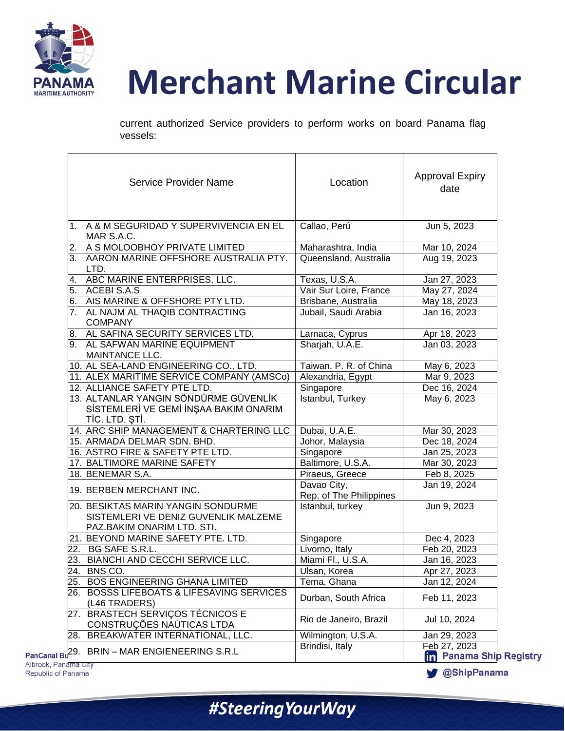current authorized Service providers to perform works on board Panama flag vessels:

| Service Provider Name | Location | Approval Expiry date |
|---|---|---|
| 1. A & M SEGURIDAD Y SUPERVIVENCIA EN EL MAR S.A.C. | Callao, Perú | Jun 5, 2023 |
| 2. A S MOLOOBHOY PRIVATE LIMITED | Maharashtra, India | Mar 10, 2024 |
| 3. AARON MARINE OFFSHORE AUSTRALIA PTY. LTD. | Queensland, Australia | Aug 19, 2023 |
| 4. ABC MARINE ENTERPRISES, LLC. | Texas, U.S.A. | Jan 27, 2023 |
| 5. ACEBI S.A.S | Vair Sur Loire, France | May 27, 2024 |
| 6. AIS MARINE & OFFSHORE PTY LTD. | Brisbane, Australia | May 18, 2023 |
| 7. AL NAJM AL THAQIB CONTRACTING COMPANY | Jubail, Saudi Arabia | Jan 16, 2023 |
| 8. AL SAFINA SECURITY SERVICES LTD. | Larnaca, Cyprus | Apr 18, 2023 |
| 9. AL SAFWAN MARINE EQUIPMENT MAINTANCE LLC. | Sharjah, U.A.E. | Jan 03, 2023 |
| 10. AL SEA-LAND ENGINEERING CO., LTD. | Taiwan, P. R. of China | May 6, 2023 |
| 11. ALEX MARITIME SERVICE COMPANY (AMSCo) | Alexandria, Egypt | Mar 9, 2023 |
| 12. ALLIANCE SAFETY PTE LTD. | Singapore | Dec 16, 2024 |
| 13. ALTANLAR YANGIN SÖNDÜRME GÜVENLİK SİSTEMLERİ VE GEMİ İNŞAA BAKIM ONARIM TİC. LTD. ŞTİ. | Istanbul, Turkey | May 6, 2023 |
| 14. ARC SHIP MANAGEMENT & CHARTERING LLC | Dubai, U.A.E. | Mar 30, 2023 |
| 15. ARMADA DELMAR SDN. BHD. | Johor, Malaysia | Dec 18, 2024 |
| 16. ASTRO FIRE & SAFETY PTE LTD. | Singapore | Jan 25, 2023 |
| 17. BALTIMORE MARINE SAFETY | Baltimore, U.S.A. | Mar 30, 2023 |
| 18. BENEMAR S.A. | Piraeus, Greece | Feb 8, 2025 |
| 19. BERBEN MERCHANT INC. | Davao City, Rep. of The Philippines | Jan 19, 2024 |
| 20. BESIKTAS MARIN YANGIN SONDURME SISTEMLERI VE DENIZ GUVENLIK MALZEME PAZ.BAKIM ONARIM LTD. STI. | Istanbul, turkey | Jun 9, 2023 |
| 21. BEYOND MARINE SAFETY PTE. LTD. | Singapore | Dec 4, 2023 |
| 22. BG SAFE S.R.L. | Livorno, Italy | Feb 20, 2023 |
| 23. BIANCHI AND CECCHI SERVICE LLC. | Miami Fl., U.S.A. | Jan 16, 2023 |
| 24. BNS CO. | Ulsan, Korea | Apr 27, 2023 |
| 25. BOS ENGINEERING GHANA LIMITED | Tema, Ghana | Jan 12, 2024 |
| 26. BOSSS LIFEBOATS & LIFESAVING SERVICES (L46 TRADERS) | Durban, South Africa | Feb 11, 2023 |
| 27. BRASTECH SERVIÇOS TÉCNICOS E CONSTRUÇÕES NAÚTICAS LTDA | Rio de Janeiro, Brazil | Jul 10, 2024 |
| 28. BREAKWATER INTERNATIONAL, LLC. | Wilmington, U.S.A. | Jan 29, 2023 |
| 29. BRIN – MAR ENGIENEERING S.R.L | Brindisi, Italy | Feb 27, 2023 |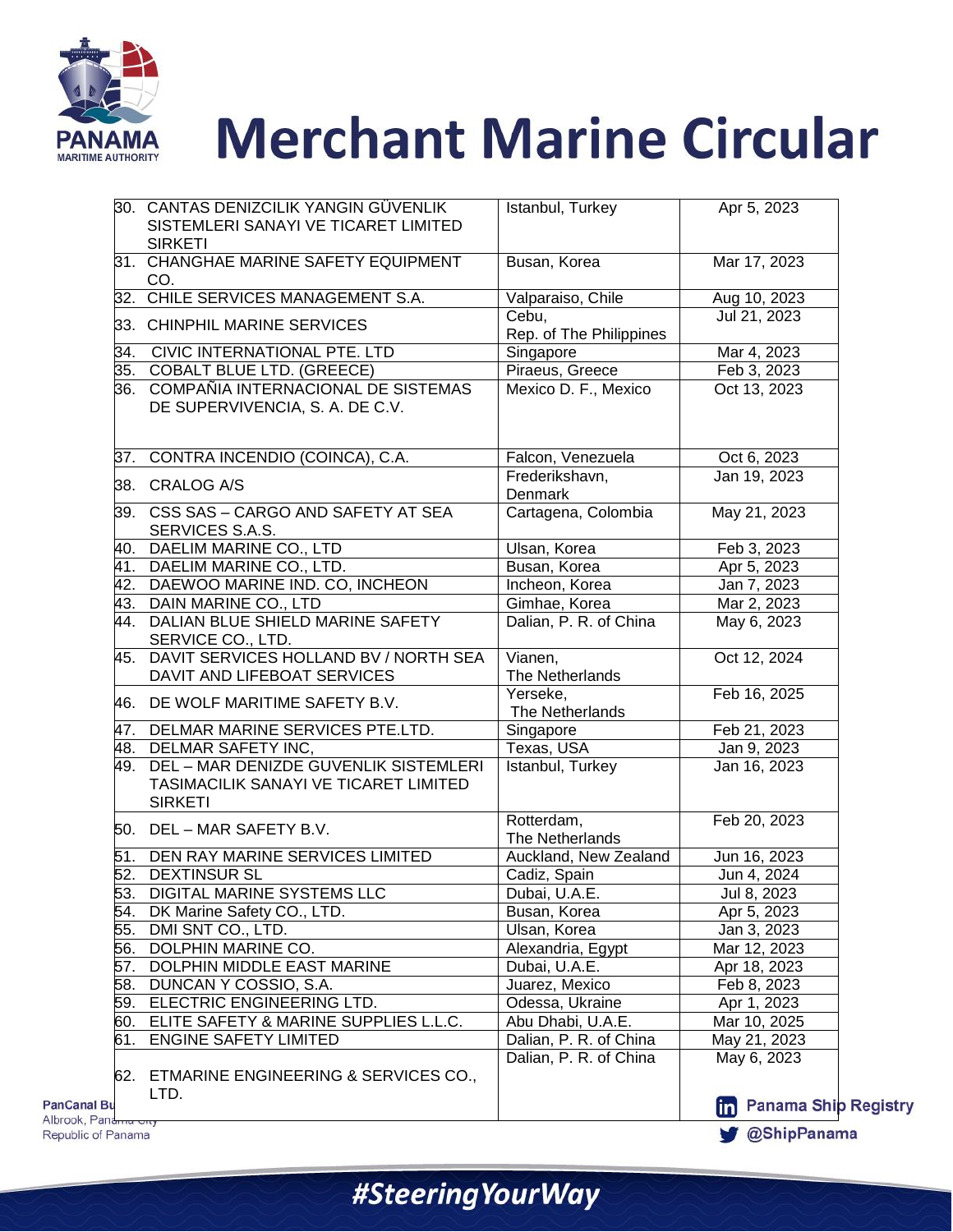# Merchant Marine Circular

| | | |
|---|---|---|
| 30. CANTAS DENIZCILIK YANGIN GÜVENLIK SISTEMLERI SANAYI VE TICARET LIMITED SIRKETI | Istanbul, Turkey | Apr 5, 2023 |
| 31. CHANGHAE MARINE SAFETY EQUIPMENT CO. | Busan, Korea | Mar 17, 2023 |
| 32. CHILE SERVICES MANAGEMENT S.A. | Valparaiso, Chile | Aug 10, 2023 |
| 33. CHINPHIL MARINE SERVICES | Cebu, Rep. of The Philippines | Jul 21, 2023 |
| 34. CIVIC INTERNATIONAL PTE. LTD | Singapore | Mar 4, 2023 |
| 35. COBALT BLUE LTD. (GREECE) | Piraeus, Greece | Feb 3, 2023 |
| 36. COMPAÑIA INTERNACIONAL DE SISTEMAS DE SUPERVIVENCIA, S. A. DE C.V. | Mexico D. F., Mexico | Oct 13, 2023 |
| 37. CONTRA INCENDIO (COINCA), C.A. | Falcon, Venezuela | Oct 6, 2023 |
| 38. CRALOG A/S | Frederikshavn, Denmark | Jan 19, 2023 |
| 39. CSS SAS – CARGO AND SAFETY AT SEA SERVICES S.A.S. | Cartagena, Colombia | May 21, 2023 |
| 40. DAELIM MARINE CO., LTD | Ulsan, Korea | Feb 3, 2023 |
| 41. DAELIM MARINE CO., LTD. | Busan, Korea | Apr 5, 2023 |
| 42. DAEWOO MARINE IND. CO, INCHEON | Incheon, Korea | Jan 7, 2023 |
| 43. DAIN MARINE CO., LTD | Gimhae, Korea | Mar 2, 2023 |
| 44. DALIAN BLUE SHIELD MARINE SAFETY SERVICE CO., LTD. | Dalian, P. R. of China | May 6, 2023 |
| 45. DAVIT SERVICES HOLLAND BV / NORTH SEA DAVIT AND LIFEBOAT SERVICES | Vianen, The Netherlands | Oct 12, 2024 |
| 46. DE WOLF MARITIME SAFETY B.V. | Yerseke, The Netherlands | Feb 16, 2025 |
| 47. DELMAR MARINE SERVICES PTE.LTD. | Singapore | Feb 21, 2023 |
| 48. DELMAR SAFETY INC, | Texas, USA | Jan 9, 2023 |
| 49. DEL – MAR DENIZDE GUVENLIK SISTEMLERI TASIMACILIK SANAYI VE TICARET LIMITED SIRKETI | Istanbul, Turkey | Jan 16, 2023 |
| 50. DEL – MAR SAFETY B.V. | Rotterdam, The Netherlands | Feb 20, 2023 |
| 51. DEN RAY MARINE SERVICES LIMITED | Auckland, New Zealand | Jun 16, 2023 |
| 52. DEXTINSUR SL | Cadiz, Spain | Jun 4, 2024 |
| 53. DIGITAL MARINE SYSTEMS LLC | Dubai, U.A.E. | Jul 8, 2023 |
| 54. DK Marine Safety CO., LTD. | Busan, Korea | Apr 5, 2023 |
| 55. DMI SNT CO., LTD. | Ulsan, Korea | Jan 3, 2023 |
| 56. DOLPHIN MARINE CO. | Alexandria, Egypt | Mar 12, 2023 |
| 57. DOLPHIN MIDDLE EAST MARINE | Dubai, U.A.E. | Apr 18, 2023 |
| 58. DUNCAN Y COSSIO, S.A. | Juarez, Mexico | Feb 8, 2023 |
| 59. ELECTRIC ENGINEERING LTD. | Odessa, Ukraine | Apr 1, 2023 |
| 60. ELITE SAFETY & MARINE SUPPLIES L.L.C. | Abu Dhabi, U.A.E. | Mar 10, 2025 |
| 61. ENGINE SAFETY LIMITED | Dalian, P. R. of China | May 21, 2023 |
| 62. ETMARINE ENGINEERING & SERVICES CO., LTD. | Dalian, P. R. of China | May 6, 2023 |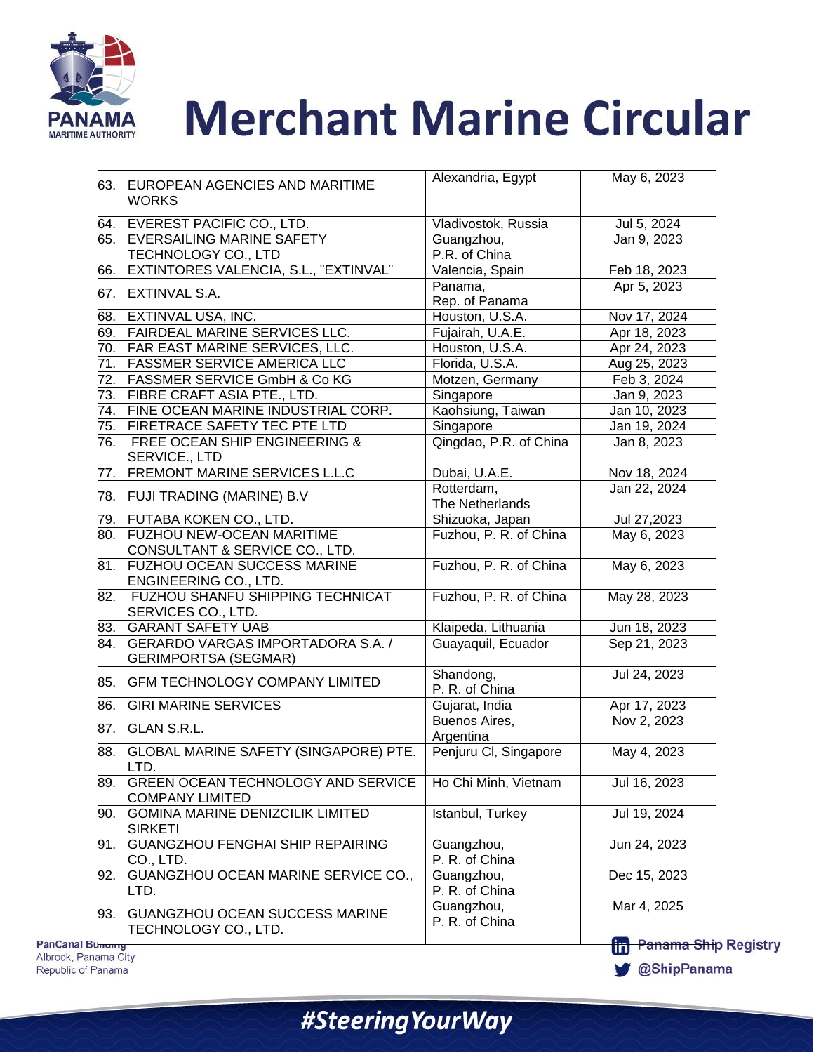# Merchant Marine Circular

| | | |
|---|---|---|
| 63. EUROPEAN AGENCIES AND MARITIME WORKS | Alexandria, Egypt | May 6, 2023 |
| 64. EVEREST PACIFIC CO., LTD. | Vladivostok, Russia | Jul 5, 2024 |
| 65. EVERSAILING MARINE SAFETY TECHNOLOGY CO., LTD | Guangzhou, P.R. of China | Jan 9, 2023 |
| 66. EXTINTORES VALENCIA, S.L., ¨EXTINVAL¨ | Valencia, Spain | Feb 18, 2023 |
| 67. EXTINVAL S.A. | Panama, Rep. of Panama | Apr 5, 2023 |
| 68. EXTINVAL USA, INC. | Houston, U.S.A. | Nov 17, 2024 |
| 69. FAIRDEAL MARINE SERVICES LLC. | Fujairah, U.A.E. | Apr 18, 2023 |
| 70. FAR EAST MARINE SERVICES, LLC. | Houston, U.S.A. | Apr 24, 2023 |
| 71. FASSMER SERVICE AMERICA LLC | Florida, U.S.A. | Aug 25, 2023 |
| 72. FASSMER SERVICE GmbH & Co KG | Motzen, Germany | Feb 3, 2024 |
| 73. FIBRE CRAFT ASIA PTE., LTD. | Singapore | Jan 9, 2023 |
| 74. FINE OCEAN MARINE INDUSTRIAL CORP. | Kaohsiung, Taiwan | Jan 10, 2023 |
| 75. FIRETRACE SAFETY TEC PTE LTD | Singapore | Jan 19, 2024 |
| 76. FREE OCEAN SHIP ENGINEERING & SERVICE., LTD | Qingdao, P.R. of China | Jan 8, 2023 |
| 77. FREMONT MARINE SERVICES L.L.C | Dubai, U.A.E. | Nov 18, 2024 |
| 78. FUJI TRADING (MARINE) B.V | Rotterdam, The Netherlands | Jan 22, 2024 |
| 79. FUTABA KOKEN CO., LTD. | Shizuoka, Japan | Jul 27,2023 |
| 80. FUZHOU NEW-OCEAN MARITIME CONSULTANT & SERVICE CO., LTD. | Fuzhou, P. R. of China | May 6, 2023 |
| 81. FUZHOU OCEAN SUCCESS MARINE ENGINEERING CO., LTD. | Fuzhou, P. R. of China | May 6, 2023 |
| 82. FUZHOU SHANFU SHIPPING TECHNICAT SERVICES CO., LTD. | Fuzhou, P. R. of China | May 28, 2023 |
| 83. GARANT SAFETY UAB | Klaipeda, Lithuania | Jun 18, 2023 |
| 84. GERARDO VARGAS IMPORTADORA S.A. / GERIMPORTSA (SEGMAR) | Guayaquil, Ecuador | Sep 21, 2023 |
| 85. GFM TECHNOLOGY COMPANY LIMITED | Shandong, P. R. of China | Jul 24, 2023 |
| 86. GIRI MARINE SERVICES | Gujarat, India | Apr 17, 2023 |
| 87. GLAN S.R.L. | Buenos Aires, Argentina | Nov 2, 2023 |
| 88. GLOBAL MARINE SAFETY (SINGAPORE) PTE. LTD. | Penjuru Cl, Singapore | May 4, 2023 |
| 89. GREEN OCEAN TECHNOLOGY AND SERVICE COMPANY LIMITED | Ho Chi Minh, Vietnam | Jul 16, 2023 |
| 90. GOMINA MARINE DENIZCILIK LIMITED SIRKETI | Istanbul, Turkey | Jul 19, 2024 |
| 91. GUANGZHOU FENGHAI SHIP REPAIRING CO., LTD. | Guangzhou, P. R. of China | Jun 24, 2023 |
| 92. GUANGZHOU OCEAN MARINE SERVICE CO., LTD. | Guangzhou, P. R. of China | Dec 15, 2023 |
| 93. GUANGZHOU OCEAN SUCCESS MARINE TECHNOLOGY CO., LTD. | Guangzhou, P. R. of China | Mar 4, 2025 |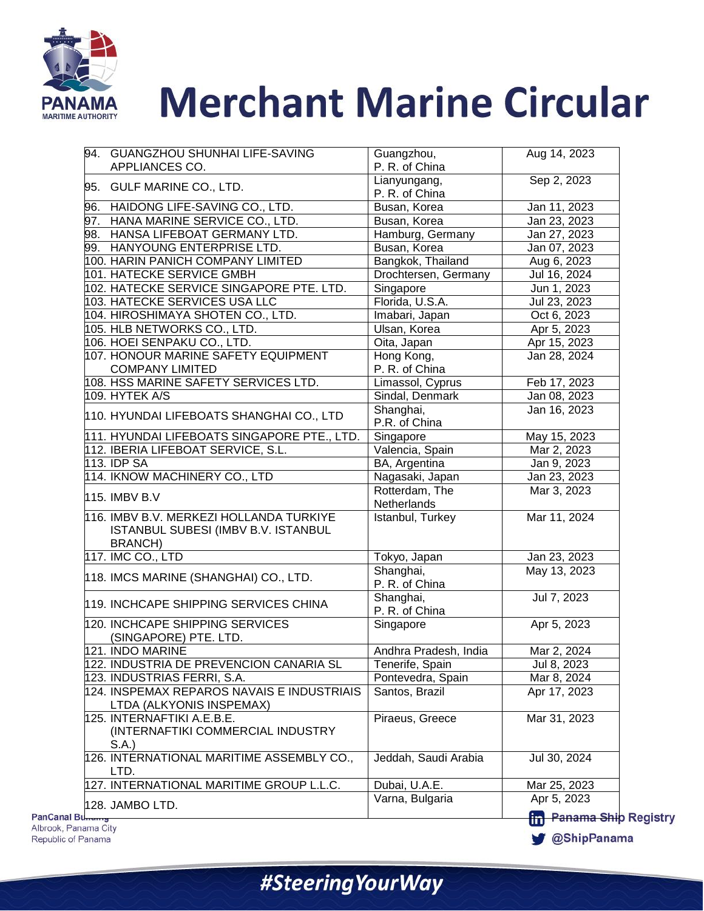| | | |
|---|---|---|
| 94. GUANGZHOU SHUNHAI LIFE-SAVING APPLIANCES CO. | Guangzhou, P. R. of China | Aug 14, 2023 |
| 95. GULF MARINE CO., LTD. | Lianyungang, P. R. of China | Sep 2, 2023 |
| 96. HAIDONG LIFE-SAVING CO., LTD. | Busan, Korea | Jan 11, 2023 |
| 97. HANA MARINE SERVICE CO., LTD. | Busan, Korea | Jan 23, 2023 |
| 98. HANSA LIFEBOAT GERMANY LTD. | Hamburg, Germany | Jan 27, 2023 |
| 99. HANYOUNG ENTERPRISE LTD. | Busan, Korea | Jan 07, 2023 |
| 100. HARIN PANICH COMPANY LIMITED | Bangkok, Thailand | Aug 6, 2023 |
| 101. HATECKE SERVICE GMBH | Drochtersen, Germany | Jul 16, 2024 |
| 102. HATECKE SERVICE SINGAPORE PTE. LTD. | Singapore | Jun 1, 2023 |
| 103. HATECKE SERVICES USA LLC | Florida, U.S.A. | Jul 23, 2023 |
| 104. HIROSHIMAYA SHOTEN CO., LTD. | Imabari, Japan | Oct 6, 2023 |
| 105. HLB NETWORKS CO., LTD. | Ulsan, Korea | Apr 5, 2023 |
| 106. HOEI SENPAKU CO., LTD. | Oita, Japan | Apr 15, 2023 |
| 107. HONOUR MARINE SAFETY EQUIPMENT COMPANY LIMITED | Hong Kong, P. R. of China | Jan 28, 2024 |
| 108. HSS MARINE SAFETY SERVICES LTD. | Limassol, Cyprus | Feb 17, 2023 |
| 109. HYTEK A/S | Sindal, Denmark | Jan 08, 2023 |
| 110. HYUNDAI LIFEBOATS SHANGHAI CO., LTD | Shanghai, P.R. of China | Jan 16, 2023 |
| 111. HYUNDAI LIFEBOATS SINGAPORE PTE., LTD. | Singapore | May 15, 2023 |
| 112. IBERIA LIFEBOAT SERVICE, S.L. | Valencia, Spain | Mar 2, 2023 |
| 113. IDP SA | BA, Argentina | Jan 9, 2023 |
| 114. IKNOW MACHINERY CO., LTD | Nagasaki, Japan | Jan 23, 2023 |
| 115. IMBV B.V | Rotterdam, The Netherlands | Mar 3, 2023 |
| 116. IMBV B.V. MERKEZI HOLLANDA TURKIYE ISTANBUL SUBESI (IMBV B.V. ISTANBUL BRANCH) | Istanbul, Turkey | Mar 11, 2024 |
| 117. IMC CO., LTD | Tokyo, Japan | Jan 23, 2023 |
| 118. IMCS MARINE (SHANGHAI) CO., LTD. | Shanghai, P. R. of China | May 13, 2023 |
| 119. INCHCAPE SHIPPING SERVICES CHINA | Shanghai, P. R. of China | Jul 7, 2023 |
| 120. INCHCAPE SHIPPING SERVICES (SINGAPORE) PTE. LTD. | Singapore | Apr 5, 2023 |
| 121. INDO MARINE | Andhra Pradesh, India | Mar 2, 2024 |
| 122. INDUSTRIA DE PREVENCION CANARIA SL | Tenerife, Spain | Jul 8, 2023 |
| 123. INDUSTRIAS FERRI, S.A. | Pontevedra, Spain | Mar 8, 2024 |
| 124. INSPEMAX REPAROS NAVAIS E INDUSTRIAIS LTDA (ALKYONIS INSPEMAX) | Santos, Brazil | Apr 17, 2023 |
| 125. INTERNAFTIKI A.E.B.E. (INTERNAFTIKI COMMERCIAL INDUSTRY S.A.) | Piraeus, Greece | Mar 31, 2023 |
| 126. INTERNATIONAL MARITIME ASSEMBLY CO., LTD. | Jeddah, Saudi Arabia | Jul 30, 2024 |
| 127. INTERNATIONAL MARITIME GROUP L.L.C. | Dubai, U.A.E. | Mar 25, 2023 |
| 128. JAMBO LTD. | Varna, Bulgaria | Apr 5, 2023 |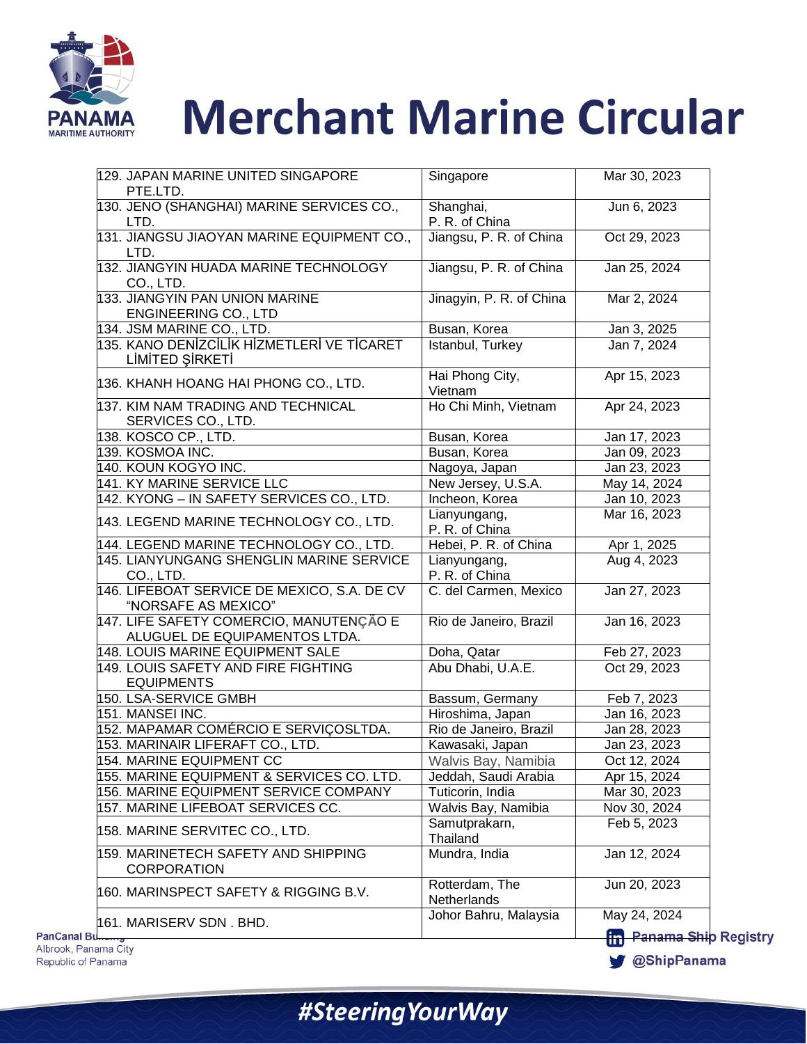| | | |
|---|---|---|
| 129. JAPAN MARINE UNITED SINGAPORE PTE.LTD. | Singapore | Mar 30, 2023 |
| 130. JENO (SHANGHAI) MARINE SERVICES CO., LTD. | Shanghai, P. R. of China | Jun 6, 2023 |
| 131. JIANGSU JIAOYAN MARINE EQUIPMENT CO., LTD. | Jiangsu, P. R. of China | Oct 29, 2023 |
| 132. JIANGYIN HUADA MARINE TECHNOLOGY CO., LTD. | Jiangsu, P. R. of China | Jan 25, 2024 |
| 133. JIANGYIN PAN UNION MARINE ENGINEERING CO., LTD | Jinagyin, P. R. of China | Mar 2, 2024 |
| 134. JSM MARINE CO., LTD. | Busan, Korea | Jan 3, 2025 |
| 135. KANO DENİZCİLİK HİZMETLERİ VE TİCARET LİMİTED ŞİRKETİ | Istanbul, Turkey | Jan 7, 2024 |
| 136. KHANH HOANG HAI PHONG CO., LTD. | Hai Phong City, Vietnam | Apr 15, 2023 |
| 137. KIM NAM TRADING AND TECHNICAL SERVICES CO., LTD. | Ho Chi Minh, Vietnam | Apr 24, 2023 |
| 138. KOSCO CP., LTD. | Busan, Korea | Jan 17, 2023 |
| 139. KOSMOA INC. | Busan, Korea | Jan 09, 2023 |
| 140. KOUN KOGYO INC. | Nagoya, Japan | Jan 23, 2023 |
| 141. KY MARINE SERVICE LLC | New Jersey, U.S.A. | May 14, 2024 |
| 142. KYONG – IN SAFETY SERVICES CO., LTD. | Incheon, Korea | Jan 10, 2023 |
| 143. LEGEND MARINE TECHNOLOGY CO., LTD. | Lianyungang, P. R. of China | Mar 16, 2023 |
| 144. LEGEND MARINE TECHNOLOGY CO., LTD. | Hebei, P. R. of China | Apr 1, 2025 |
| 145. LIANYUNGANG SHENGLIN MARINE SERVICE CO., LTD. | Lianyungang, P. R. of China | Aug 4, 2023 |
| 146. LIFEBOAT SERVICE DE MEXICO, S.A. DE CV "NORSAFE AS MEXICO" | C. del Carmen, Mexico | Jan 27, 2023 |
| 147. LIFE SAFETY COMERCIO, MANUTENÇÃO E ALUGUEL DE EQUIPAMENTOS LTDA. | Rio de Janeiro, Brazil | Jan 16, 2023 |
| 148. LOUIS MARINE EQUIPMENT SALE | Doha, Qatar | Feb 27, 2023 |
| 149. LOUIS SAFETY AND FIRE FIGHTING EQUIPMENTS | Abu Dhabi, U.A.E. | Oct 29, 2023 |
| 150. LSA-SERVICE GMBH | Bassum, Germany | Feb 7, 2023 |
| 151. MANSEI INC. | Hiroshima, Japan | Jan 16, 2023 |
| 152. MAPAMAR COMÉRCIO E SERVIÇOSLTDA. | Rio de Janeiro, Brazil | Jan 28, 2023 |
| 153. MARINAIR LIFERAFT CO., LTD. | Kawasaki, Japan | Jan 23, 2023 |
| 154. MARINE EQUIPMENT CC | Walvis Bay, Namibia | Oct 12, 2024 |
| 155. MARINE EQUIPMENT & SERVICES CO. LTD. | Jeddah, Saudi Arabia | Apr 15, 2024 |
| 156. MARINE EQUIPMENT SERVICE COMPANY | Tuticorin, India | Mar 30, 2023 |
| 157. MARINE LIFEBOAT SERVICES CC. | Walvis Bay, Namibia | Nov 30, 2024 |
| 158. MARINE SERVITEC CO., LTD. | Samutprakarn, Thailand | Feb 5, 2023 |
| 159. MARINETECH SAFETY AND SHIPPING CORPORATION | Mundra, India | Jan 12, 2024 |
| 160. MARINSPECT SAFETY & RIGGING B.V. | Rotterdam, The Netherlands | Jun 20, 2023 |
| 161. MARISERV SDN . BHD. | Johor Bahru, Malaysia | May 24, 2024 |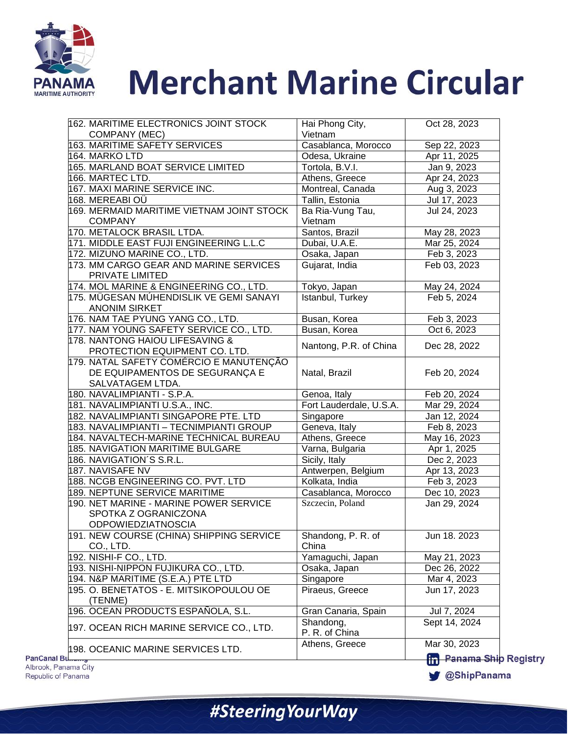# Merchant Marine Circular

| | | |
|---|---|---|
| 162. MARITIME ELECTRONICS JOINT STOCK COMPANY (MEC) | Hai Phong City, Vietnam | Oct 28, 2023 |
| 163. MARITIME SAFETY SERVICES | Casablanca, Morocco | Sep 22, 2023 |
| 164. MARKO LTD | Odesa, Ukraine | Apr 11, 2025 |
| 165. MARLAND BOAT SERVICE LIMITED | Tortola, B.V.I. | Jan 9, 2023 |
| 166. MARTEC LTD. | Athens, Greece | Apr 24, 2023 |
| 167. MAXI MARINE SERVICE INC. | Montreal, Canada | Aug 3, 2023 |
| 168. MEREABI OÜ | Tallin, Estonia | Jul 17, 2023 |
| 169. MERMAID MARITIME VIETNAM JOINT STOCK COMPANY | Ba Ria-Vung Tau, Vietnam | Jul 24, 2023 |
| 170. METALOCK BRASIL LTDA. | Santos, Brazil | May 28, 2023 |
| 171. MIDDLE EAST FUJI ENGINEERING L.L.C | Dubai, U.A.E. | Mar 25, 2024 |
| 172. MIZUNO MARINE CO., LTD. | Osaka, Japan | Feb 3, 2023 |
| 173. MM CARGO GEAR AND MARINE SERVICES PRIVATE LIMITED | Gujarat, India | Feb 03, 2023 |
| 174. MOL MARINE & ENGINEERING CO., LTD. | Tokyo, Japan | May 24, 2024 |
| 175. MÜGESAN MÚHENDISLIK VE GEMI SANAYI ANONIM SIRKET | Istanbul, Turkey | Feb 5, 2024 |
| 176. NAM TAE PYUNG YANG CO., LTD. | Busan, Korea | Feb 3, 2023 |
| 177. NAM YOUNG SAFETY SERVICE CO., LTD. | Busan, Korea | Oct 6, 2023 |
| 178. NANTONG HAIOU LIFESAVING & PROTECTION EQUIPMENT CO. LTD. | Nantong, P.R. of China | Dec 28, 2022 |
| 179. NATAL SAFETY COMÉRCIO E MANUTENÇÃO DE EQUIPAMENTOS DE SEGURANÇA E SALVATAGEM LTDA. | Natal, Brazil | Feb 20, 2024 |
| 180. NAVALIMPIANTI - S.P.A. | Genoa, Italy | Feb 20, 2024 |
| 181. NAVALIMPIANTI U.S.A., INC. | Fort Lauderdale, U.S.A. | Mar 29, 2024 |
| 182. NAVALIMPIANTI SINGAPORE PTE. LTD | Singapore | Jan 12, 2024 |
| 183. NAVALIMPIANTI – TECNIMPIANTI GROUP | Geneva, Italy | Feb 8, 2023 |
| 184. NAVALTECH-MARINE TECHNICAL BUREAU | Athens, Greece | May 16, 2023 |
| 185. NAVIGATION MARITIME BULGARE | Varna, Bulgaria | Apr 1, 2025 |
| 186. NAVIGATION´S S.R.L. | Sicily, Italy | Dec 2, 2023 |
| 187. NAVISAFE NV | Antwerpen, Belgium | Apr 13, 2023 |
| 188. NCGB ENGINEERING CO. PVT. LTD | Kolkata, India | Feb 3, 2023 |
| 189. NEPTUNE SERVICE MARITIME | Casablanca, Morocco | Dec 10, 2023 |
| 190. NET MARINE - MARINE POWER SERVICE SPOTKA Z OGRANICZONA ODPOWIEDZIATNOSCIA | Szczecin, Poland | Jan 29, 2024 |
| 191. NEW COURSE (CHINA) SHIPPING SERVICE CO., LTD. | Shandong, P. R. of China | Jun 18. 2023 |
| 192. NISHI-F CO., LTD. | Yamaguchi, Japan | May 21, 2023 |
| 193. NISHI-NIPPON FUJIKURA CO., LTD. | Osaka, Japan | Dec 26, 2022 |
| 194. N&P MARITIME (S.E.A.) PTE LTD | Singapore | Mar 4, 2023 |
| 195. O. BENETATOS - E. MITSIKOPOULOU OE (TENME) | Piraeus, Greece | Jun 17, 2023 |
| 196. OCEAN PRODUCTS ESPAÑOLA, S.L. | Gran Canaria, Spain | Jul 7, 2024 |
| 197. OCEAN RICH MARINE SERVICE CO., LTD. | Shandong, P. R. of China | Sept 14, 2024 |
| 198. OCEANIC MARINE SERVICES LTD. | Athens, Greece | Mar 30, 2023 |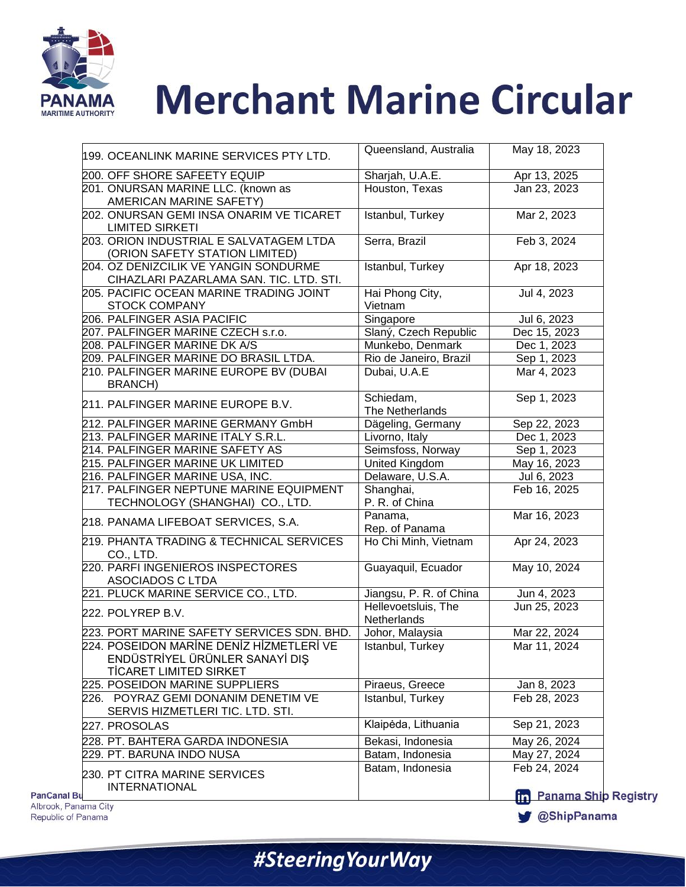| | | |
|---|---|---|
| 199. OCEANLINK MARINE SERVICES PTY LTD. | Queensland, Australia | May 18, 2023 |
| 200. OFF SHORE SAFEETY EQUIP | Sharjah, U.A.E. | Apr 13, 2025 |
| 201. ONURSAN MARINE LLC. (known as AMERICAN MARINE SAFETY) | Houston, Texas | Jan 23, 2023 |
| 202. ONURSAN GEMI INSA ONARIM VE TICARET LIMITED SIRKETI | Istanbul, Turkey | Mar 2, 2023 |
| 203. ORION INDUSTRIAL E SALVATAGEM LTDA (ORION SAFETY STATION LIMITED) | Serra, Brazil | Feb 3, 2024 |
| 204. OZ DENIZCILIK VE YANGIN SONDURME CIHAZLARI PAZARLAMA SAN. TIC. LTD. STI. | Istanbul, Turkey | Apr 18, 2023 |
| 205. PACIFIC OCEAN MARINE TRADING JOINT STOCK COMPANY | Hai Phong City, Vietnam | Jul 4, 2023 |
| 206. PALFINGER ASIA PACIFIC | Singapore | Jul 6, 2023 |
| 207. PALFINGER MARINE CZECH s.r.o. | Slaný, Czech Republic | Dec 15, 2023 |
| 208. PALFINGER MARINE DK A/S | Munkebo, Denmark | Dec 1, 2023 |
| 209. PALFINGER MARINE DO BRASIL LTDA. | Rio de Janeiro, Brazil | Sep 1, 2023 |
| 210. PALFINGER MARINE EUROPE BV (DUBAI BRANCH) | Dubai, U.A.E | Mar 4, 2023 |
| 211. PALFINGER MARINE EUROPE B.V. | Schiedam, The Netherlands | Sep 1, 2023 |
| 212. PALFINGER MARINE GERMANY GmbH | Dägeling, Germany | Sep 22, 2023 |
| 213. PALFINGER MARINE ITALY S.R.L. | Livorno, Italy | Dec 1, 2023 |
| 214. PALFINGER MARINE SAFETY AS | Seimsfoss, Norway | Sep 1, 2023 |
| 215. PALFINGER MARINE UK LIMITED | United Kingdom | May 16, 2023 |
| 216. PALFINGER MARINE USA, INC. | Delaware, U.S.A. | Jul 6, 2023 |
| 217. PALFINGER NEPTUNE MARINE EQUIPMENT TECHNOLOGY (SHANGHAI) CO., LTD. | Shanghai, P. R. of China | Feb 16, 2025 |
| 218. PANAMA LIFEBOAT SERVICES, S.A. | Panama, Rep. of Panama | Mar 16, 2023 |
| 219. PHANTA TRADING & TECHNICAL SERVICES CO., LTD. | Ho Chi Minh, Vietnam | Apr 24, 2023 |
| 220. PARFI INGENIEROS INSPECTORES ASOCIADOS C LTDA | Guayaquil, Ecuador | May 10, 2024 |
| 221. PLUCK MARINE SERVICE CO., LTD. | Jiangsu, P. R. of China | Jun 4, 2023 |
| 222. POLYREP B.V. | Hellevoetsluis, The Netherlands | Jun 25, 2023 |
| 223. PORT MARINE SAFETY SERVICES SDN. BHD. | Johor, Malaysia | Mar 22, 2024 |
| 224. POSEIDON MARİNE DENİZ HİZMETLERİ VE ENDÜSTRİYEL ÜRÜNLER SANAYİ DIŞ TİCARET LIMITED SIRKET | Istanbul, Turkey | Mar 11, 2024 |
| 225. POSEIDON MARINE SUPPLIERS | Piraeus, Greece | Jan 8, 2023 |
| 226. POYRAZ GEMI DONANIM DENETIM VE SERVIS HIZMETLERI TIC. LTD. STI. | Istanbul, Turkey | Feb 28, 2023 |
| 227. PROSOLAS | Klaipėda, Lithuania | Sep 21, 2023 |
| 228. PT. BAHTERA GARDA INDONESIA | Bekasi, Indonesia | May 26, 2024 |
| 229. PT. BARUNA INDO NUSA | Batam, Indonesia | May 27, 2024 |
| 230. PT CITRA MARINE SERVICES INTERNATIONAL | Batam, Indonesia | Feb 24, 2024 |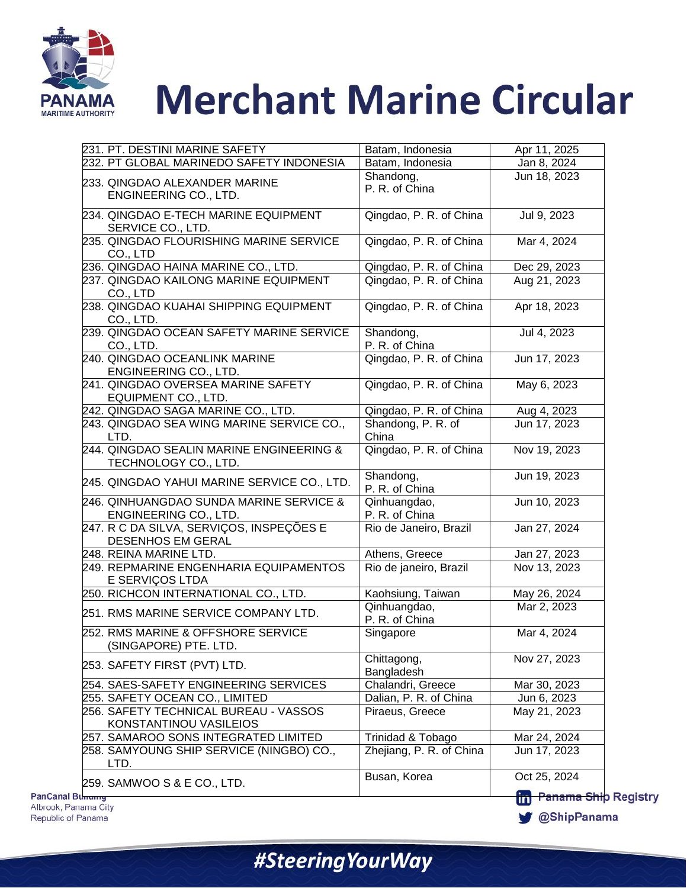| | | |
|---|---|---|
| 231. PT. DESTINI MARINE SAFETY | Batam, Indonesia | Apr 11, 2025 |
| 232. PT GLOBAL MARINEDO SAFETY INDONESIA | Batam, Indonesia | Jan 8, 2024 |
| 233. QINGDAO ALEXANDER MARINE ENGINEERING CO., LTD. | Shandong, P. R. of China | Jun 18, 2023 |
| 234. QINGDAO E-TECH MARINE EQUIPMENT SERVICE CO., LTD. | Qingdao, P. R. of China | Jul 9, 2023 |
| 235. QINGDAO FLOURISHING MARINE SERVICE CO., LTD | Qingdao, P. R. of China | Mar 4, 2024 |
| 236. QINGDAO HAINA MARINE CO., LTD. | Qingdao, P. R. of China | Dec 29, 2023 |
| 237. QINGDAO KAILONG MARINE EQUIPMENT CO., LTD | Qingdao, P. R. of China | Aug 21, 2023 |
| 238. QINGDAO KUAHAI SHIPPING EQUIPMENT CO., LTD. | Qingdao, P. R. of China | Apr 18, 2023 |
| 239. QINGDAO OCEAN SAFETY MARINE SERVICE CO., LTD. | Shandong, P. R. of China | Jul 4, 2023 |
| 240. QINGDAO OCEANLINK MARINE ENGINEERING CO., LTD. | Qingdao, P. R. of China | Jun 17, 2023 |
| 241. QINGDAO OVERSEA MARINE SAFETY EQUIPMENT CO., LTD. | Qingdao, P. R. of China | May 6, 2023 |
| 242. QINGDAO SAGA MARINE CO., LTD. | Qingdao, P. R. of China | Aug 4, 2023 |
| 243. QINGDAO SEA WING MARINE SERVICE CO., LTD. | Shandong, P. R. of China | Jun 17, 2023 |
| 244. QINGDAO SEALIN MARINE ENGINEERING & TECHNOLOGY CO., LTD. | Qingdao, P. R. of China | Nov 19, 2023 |
| 245. QINGDAO YAHUI MARINE SERVICE CO., LTD. | Shandong, P. R. of China | Jun 19, 2023 |
| 246. QINHUANGDAO SUNDA MARINE SERVICE & ENGINEERING CO., LTD. | Qinhuangdao, P. R. of China | Jun 10, 2023 |
| 247. R C DA SILVA, SERVIÇOS, INSPEÇÕES E DESENHOS EM GERAL | Rio de Janeiro, Brazil | Jan 27, 2024 |
| 248. REINA MARINE LTD. | Athens, Greece | Jan 27, 2023 |
| 249. REPMARINE ENGENHARIA EQUIPAMENTOS E SERVIÇOS LTDA | Rio de janeiro, Brazil | Nov 13, 2023 |
| 250. RICHCON INTERNATIONAL CO., LTD. | Kaohsiung, Taiwan | May 26, 2024 |
| 251. RMS MARINE SERVICE COMPANY LTD. | Qinhuangdao, P. R. of China | Mar 2, 2023 |
| 252. RMS MARINE & OFFSHORE SERVICE (SINGAPORE) PTE. LTD. | Singapore | Mar 4, 2024 |
| 253. SAFETY FIRST (PVT) LTD. | Chittagong, Bangladesh | Nov 27, 2023 |
| 254. SAES-SAFETY ENGINEERING SERVICES | Chalandri, Greece | Mar 30, 2023 |
| 255. SAFETY OCEAN CO., LIMITED | Dalian, P. R. of China | Jun 6, 2023 |
| 256. SAFETY TECHNICAL BUREAU - VASSOS KONSTANTINOU VASILEIOS | Piraeus, Greece | May 21, 2023 |
| 257. SAMAROO SONS INTEGRATED LIMITED | Trinidad & Tobago | Mar 24, 2024 |
| 258. SAMYOUNG SHIP SERVICE (NINGBO) CO., LTD. | Zhejiang, P. R. of China | Jun 17, 2023 |
| 259. SAMWOO S & E CO., LTD. | Busan, Korea | Oct 25, 2024 |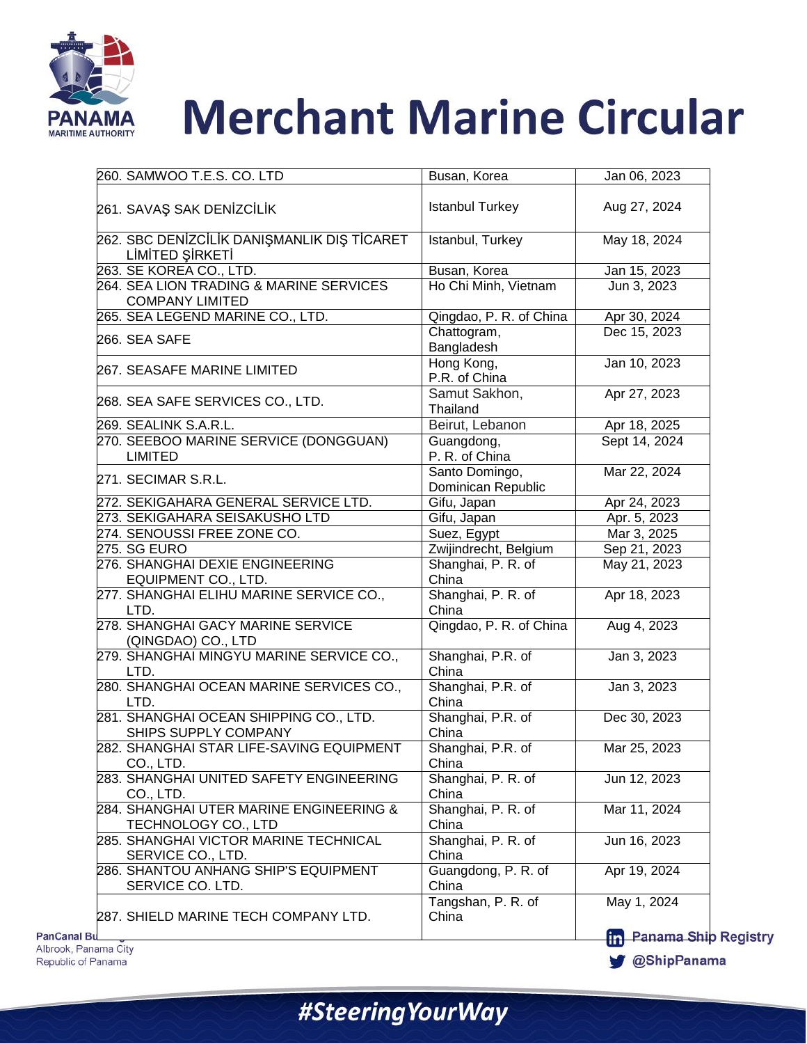| | | |
|---|---|---|
| 260. SAMWOO T.E.S. CO. LTD | Busan, Korea | Jan 06, 2023 |
| 261. SAVAŞ SAK DENİZCİLİK | Istanbul Turkey | Aug 27, 2024 |
| 262. SBC DENİZCİLİK DANIŞMANLIK DIŞ TİCARET LİMİTED ŞİRKETİ | Istanbul, Turkey | May 18, 2024 |
| 263. SE KOREA CO., LTD. | Busan, Korea | Jan 15, 2023 |
| 264. SEA LION TRADING & MARINE SERVICES COMPANY LIMITED | Ho Chi Minh, Vietnam | Jun 3, 2023 |
| 265. SEA LEGEND MARINE CO., LTD. | Qingdao, P. R. of China | Apr 30, 2024 |
| 266. SEA SAFE | Chattogram, Bangladesh | Dec 15, 2023 |
| 267. SEASAFE MARINE LIMITED | Hong Kong, P.R. of China | Jan 10, 2023 |
| 268. SEA SAFE SERVICES CO., LTD. | Samut Sakhon, Thailand | Apr 27, 2023 |
| 269. SEALINK S.A.R.L. | Beirut, Lebanon | Apr 18, 2025 |
| 270. SEEBOO MARINE SERVICE (DONGGUAN) LIMITED | Guangdong, P. R. of China | Sept 14, 2024 |
| 271. SECIMAR S.R.L. | Santo Domingo, Dominican Republic | Mar 22, 2024 |
| 272. SEKIGAHARA GENERAL SERVICE LTD. | Gifu, Japan | Apr 24, 2023 |
| 273. SEKIGAHARA SEISAKUSHO LTD | Gifu, Japan | Apr. 5, 2023 |
| 274. SENOUSSI FREE ZONE CO. | Suez, Egypt | Mar 3, 2025 |
| 275. SG EURO | Zwijindrecht, Belgium | Sep 21, 2023 |
| 276. SHANGHAI DEXIE ENGINEERING EQUIPMENT CO., LTD. | Shanghai, P. R. of China | May 21, 2023 |
| 277. SHANGHAI ELIHU MARINE SERVICE CO., LTD. | Shanghai, P. R. of China | Apr 18, 2023 |
| 278. SHANGHAI GACY MARINE SERVICE (QINGDAO) CO., LTD | Qingdao, P. R. of China | Aug 4, 2023 |
| 279. SHANGHAI MINGYU MARINE SERVICE CO., LTD. | Shanghai, P.R. of China | Jan 3, 2023 |
| 280. SHANGHAI OCEAN MARINE SERVICES CO., LTD. | Shanghai, P.R. of China | Jan 3, 2023 |
| 281. SHANGHAI OCEAN SHIPPING CO., LTD. SHIPS SUPPLY COMPANY | Shanghai, P.R. of China | Dec 30, 2023 |
| 282. SHANGHAI STAR LIFE-SAVING EQUIPMENT CO., LTD. | Shanghai, P.R. of China | Mar 25, 2023 |
| 283. SHANGHAI UNITED SAFETY ENGINEERING CO., LTD. | Shanghai, P. R. of China | Jun 12, 2023 |
| 284. SHANGHAI UTER MARINE ENGINEERING & TECHNOLOGY CO., LTD | Shanghai, P. R. of China | Mar 11, 2024 |
| 285. SHANGHAI VICTOR MARINE TECHNICAL SERVICE CO., LTD. | Shanghai, P. R. of China | Jun 16, 2023 |
| 286. SHANTOU ANHANG SHIP'S EQUIPMENT SERVICE CO. LTD. | Guangdong, P. R. of China | Apr 19, 2024 |
| 287. SHIELD MARINE TECH COMPANY LTD. | Tangshan, P. R. of China | May 1, 2024 |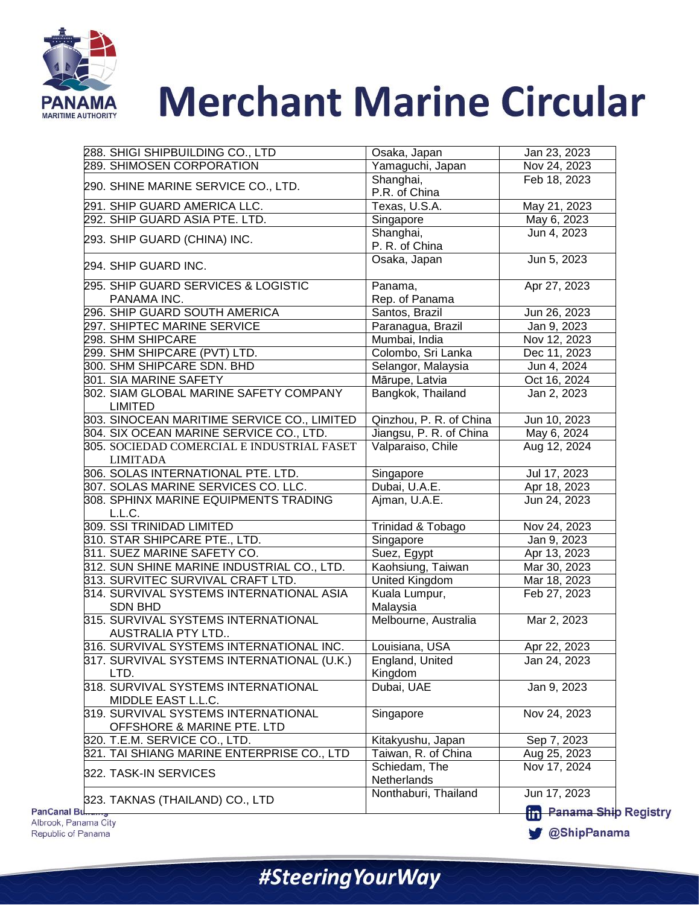# Merchant Marine Circular

| | | |
|---|---|---|
| 288. SHIGI SHIPBUILDING CO., LTD | Osaka, Japan | Jan 23, 2023 |
| 289. SHIMOSEN CORPORATION | Yamaguchi, Japan | Nov 24, 2023 |
| 290. SHINE MARINE SERVICE CO., LTD. | Shanghai, P.R. of China | Feb 18, 2023 |
| 291. SHIP GUARD AMERICA LLC. | Texas, U.S.A. | May 21, 2023 |
| 292. SHIP GUARD ASIA PTE. LTD. | Singapore | May 6, 2023 |
| 293. SHIP GUARD (CHINA) INC. | Shanghai, P. R. of China | Jun 4, 2023 |
| 294. SHIP GUARD INC. | Osaka, Japan | Jun 5, 2023 |
| 295. SHIP GUARD SERVICES & LOGISTIC PANAMA INC. | Panama, Rep. of Panama | Apr 27, 2023 |
| 296. SHIP GUARD SOUTH AMERICA | Santos, Brazil | Jun 26, 2023 |
| 297. SHIPTEC MARINE SERVICE | Paranagua, Brazil | Jan 9, 2023 |
| 298. SHM SHIPCARE | Mumbai, India | Nov 12, 2023 |
| 299. SHM SHIPCARE (PVT) LTD. | Colombo, Sri Lanka | Dec 11, 2023 |
| 300. SHM SHIPCARE SDN. BHD | Selangor, Malaysia | Jun 4, 2024 |
| 301. SIA MARINE SAFETY | Mārupe, Latvia | Oct 16, 2024 |
| 302. SIAM GLOBAL MARINE SAFETY COMPANY LIMITED | Bangkok, Thailand | Jan 2, 2023 |
| 303. SINOCEAN MARITIME SERVICE CO., LIMITED | Qinzhou, P. R. of China | Jun 10, 2023 |
| 304. SIX OCEAN MARINE SERVICE CO., LTD. | Jiangsu, P. R. of China | May 6, 2024 |
| 305. SOCIEDAD COMERCIAL E INDUSTRIAL FASET LIMITADA | Valparaiso, Chile | Aug 12, 2024 |
| 306. SOLAS INTERNATIONAL PTE. LTD. | Singapore | Jul 17, 2023 |
| 307. SOLAS MARINE SERVICES CO. LLC. | Dubai, U.A.E. | Apr 18, 2023 |
| 308. SPHINX MARINE EQUIPMENTS TRADING L.L.C. | Ajman, U.A.E. | Jun 24, 2023 |
| 309. SSI TRINIDAD LIMITED | Trinidad & Tobago | Nov 24, 2023 |
| 310. STAR SHIPCARE PTE., LTD. | Singapore | Jan 9, 2023 |
| 311. SUEZ MARINE SAFETY CO. | Suez, Egypt | Apr 13, 2023 |
| 312. SUN SHINE MARINE INDUSTRIAL CO., LTD. | Kaohsiung, Taiwan | Mar 30, 2023 |
| 313. SURVITEC SURVIVAL CRAFT LTD. | United Kingdom | Mar 18, 2023 |
| 314. SURVIVAL SYSTEMS INTERNATIONAL ASIA SDN BHD | Kuala Lumpur, Malaysia | Feb 27, 2023 |
| 315. SURVIVAL SYSTEMS INTERNATIONAL AUSTRALIA PTY LTD.. | Melbourne, Australia | Mar 2, 2023 |
| 316. SURVIVAL SYSTEMS INTERNATIONAL INC. | Louisiana, USA | Apr 22, 2023 |
| 317. SURVIVAL SYSTEMS INTERNATIONAL (U.K.) LTD. | England, United Kingdom | Jan 24, 2023 |
| 318. SURVIVAL SYSTEMS INTERNATIONAL MIDDLE EAST L.L.C. | Dubai, UAE | Jan 9, 2023 |
| 319. SURVIVAL SYSTEMS INTERNATIONAL OFFSHORE & MARINE PTE. LTD | Singapore | Nov 24, 2023 |
| 320. T.E.M. SERVICE CO., LTD. | Kitakyushu, Japan | Sep 7, 2023 |
| 321. TAI SHIANG MARINE ENTERPRISE CO., LTD | Taiwan, R. of China | Aug 25, 2023 |
| 322. TASK-IN SERVICES | Schiedam, The Netherlands | Nov 17, 2024 |
| 323. TAKNAS (THAILAND) CO., LTD | Nonthaburi, Thailand | Jun 17, 2023 |

PanCanal Building
Albrook, Panama City
Republic of Panama

Panama Ship Registry
@ShipPanama

#SteeringYourWay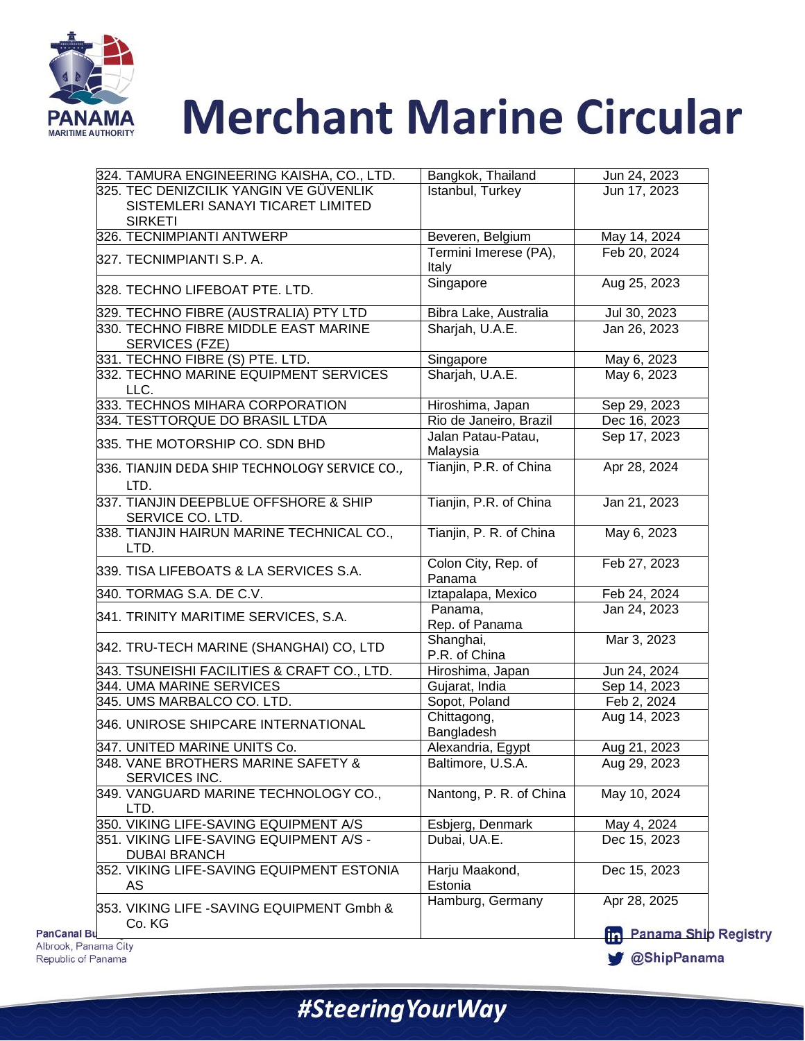| | | |
|---|---|---|
| 324. TAMURA ENGINEERING KAISHA, CO., LTD. | Bangkok, Thailand | Jun 24, 2023 |
| 325. TEC DENIZCILIK YANGIN VE GÜVENLIK SISTEMLERI SANAYI TICARET LIMITED SIRKETI | Istanbul, Turkey | Jun 17, 2023 |
| 326. TECNIMPIANTI ANTWERP | Beveren, Belgium | May 14, 2024 |
| 327. TECNIMPIANTI S.P. A. | Termini Imerese (PA), Italy | Feb 20, 2024 |
| 328. TECHNO LIFEBOAT PTE. LTD. | Singapore | Aug 25, 2023 |
| 329. TECHNO FIBRE (AUSTRALIA) PTY LTD | Bibra Lake, Australia | Jul 30, 2023 |
| 330. TECHNO FIBRE MIDDLE EAST MARINE SERVICES (FZE) | Sharjah, U.A.E. | Jan 26, 2023 |
| 331. TECHNO FIBRE (S) PTE. LTD. | Singapore | May 6, 2023 |
| 332. TECHNO MARINE EQUIPMENT SERVICES LLC. | Sharjah, U.A.E. | May 6, 2023 |
| 333. TECHNOS MIHARA CORPORATION | Hiroshima, Japan | Sep 29, 2023 |
| 334. TESTTORQUE DO BRASIL LTDA | Rio de Janeiro, Brazil | Dec 16, 2023 |
| 335. THE MOTORSHIP CO. SDN BHD | Jalan Patau-Patau, Malaysia | Sep 17, 2023 |
| 336. TIANJIN DEDA SHIP TECHNOLOGY SERVICE CO., LTD. | Tianjin, P.R. of China | Apr 28, 2024 |
| 337. TIANJIN DEEPBLUE OFFSHORE & SHIP SERVICE CO. LTD. | Tianjin, P.R. of China | Jan 21, 2023 |
| 338. TIANJIN HAIRUN MARINE TECHNICAL CO., LTD. | Tianjin, P. R. of China | May 6, 2023 |
| 339. TISA LIFEBOATS & LA SERVICES S.A. | Colon City, Rep. of Panama | Feb 27, 2023 |
| 340. TORMAG S.A. DE C.V. | Iztapalapa, Mexico | Feb 24, 2024 |
| 341. TRINITY MARITIME SERVICES, S.A. | Panama, Rep. of Panama | Jan 24, 2023 |
| 342. TRU-TECH MARINE (SHANGHAI) CO, LTD | Shanghai, P.R. of China | Mar 3, 2023 |
| 343. TSUNEISHI FACILITIES & CRAFT CO., LTD. | Hiroshima, Japan | Jun 24, 2024 |
| 344. UMA MARINE SERVICES | Gujarat, India | Sep 14, 2023 |
| 345. UMS MARBALCO CO. LTD. | Sopot, Poland | Feb 2, 2024 |
| 346. UNIROSE SHIPCARE INTERNATIONAL | Chittagong, Bangladesh | Aug 14, 2023 |
| 347. UNITED MARINE UNITS Co. | Alexandria, Egypt | Aug 21, 2023 |
| 348. VANE BROTHERS MARINE SAFETY & SERVICES INC. | Baltimore, U.S.A. | Aug 29, 2023 |
| 349. VANGUARD MARINE TECHNOLOGY CO., LTD. | Nantong, P. R. of China | May 10, 2024 |
| 350. VIKING LIFE-SAVING EQUIPMENT A/S | Esbjerg, Denmark | May 4, 2024 |
| 351. VIKING LIFE-SAVING EQUIPMENT A/S - DUBAI BRANCH | Dubai, UA.E. | Dec 15, 2023 |
| 352. VIKING LIFE-SAVING EQUIPMENT ESTONIA AS | Harju Maakond, Estonia | Dec 15, 2023 |
| 353. VIKING LIFE -SAVING EQUIPMENT GmbH & Co. KG | Hamburg, Germany | Apr 28, 2025 |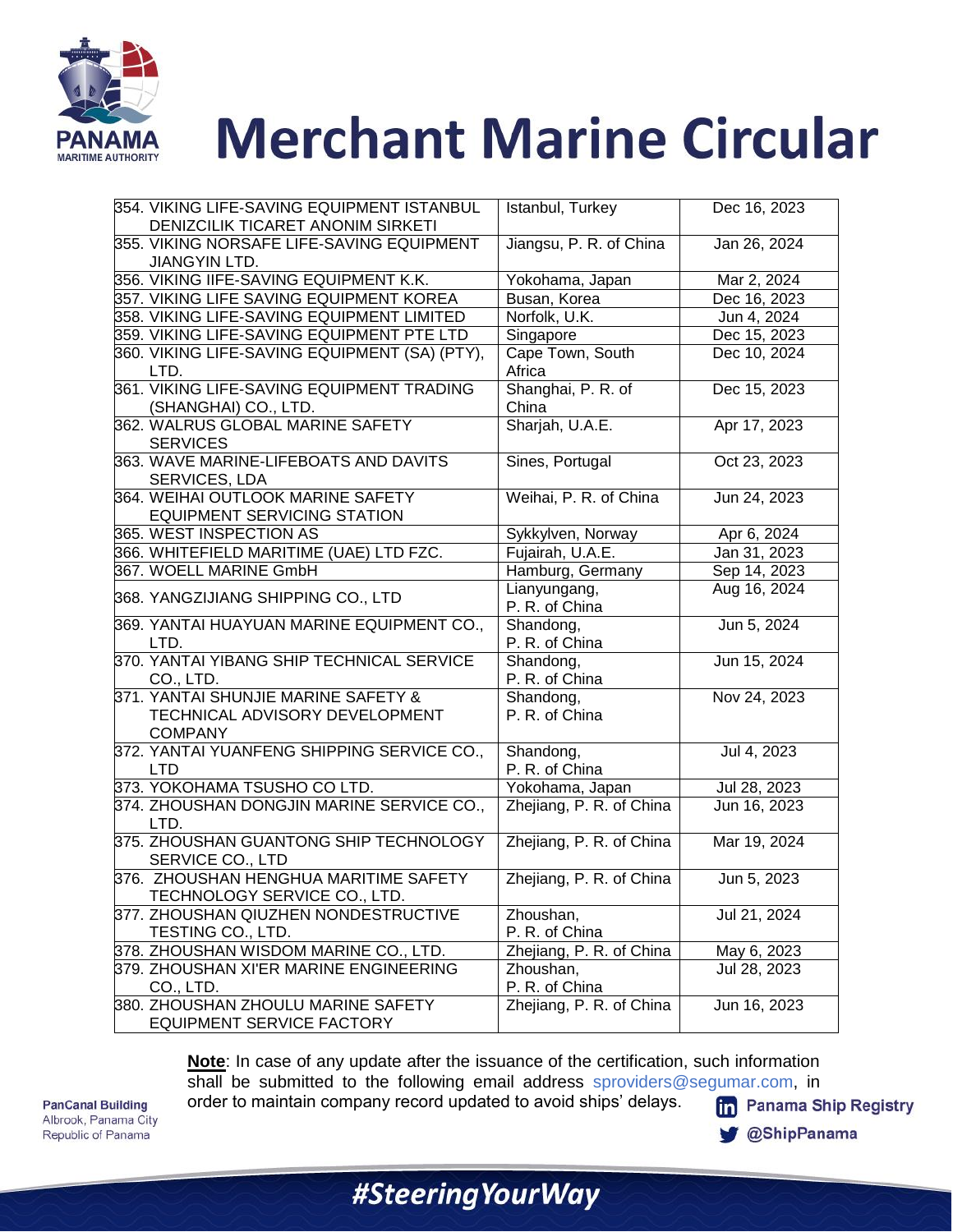# Merchant Marine Circular

| | | |
|---|---|---|
| 354. VIKING LIFE-SAVING EQUIPMENT ISTANBUL DENIZCILIK TICARET ANONIM SIRKETI | Istanbul, Turkey | Dec 16, 2023 |
| 355. VIKING NORSAFE LIFE-SAVING EQUIPMENT JIANGYIN LTD. | Jiangsu, P. R. of China | Jan 26, 2024 |
| 356. VIKING IIFE-SAVING EQUIPMENT K.K. | Yokohama, Japan | Mar 2, 2024 |
| 357. VIKING LIFE SAVING EQUIPMENT KOREA | Busan, Korea | Dec 16, 2023 |
| 358. VIKING LIFE-SAVING EQUIPMENT LIMITED | Norfolk, U.K. | Jun 4, 2024 |
| 359. VIKING LIFE-SAVING EQUIPMENT PTE LTD | Singapore | Dec 15, 2023 |
| 360. VIKING LIFE-SAVING EQUIPMENT (SA) (PTY), LTD. | Cape Town, South Africa | Dec 10, 2024 |
| 361. VIKING LIFE-SAVING EQUIPMENT TRADING (SHANGHAI) CO., LTD. | Shanghai, P. R. of China | Dec 15, 2023 |
| 362. WALRUS GLOBAL MARINE SAFETY SERVICES | Sharjah, U.A.E. | Apr 17, 2023 |
| 363. WAVE MARINE-LIFEBOATS AND DAVITS SERVICES, LDA | Sines, Portugal | Oct 23, 2023 |
| 364. WEIHAI OUTLOOK MARINE SAFETY EQUIPMENT SERVICING STATION | Weihai, P. R. of China | Jun 24, 2023 |
| 365. WEST INSPECTION AS | Sykkylven, Norway | Apr 6, 2024 |
| 366. WHITEFIELD MARITIME (UAE) LTD FZC. | Fujairah, U.A.E. | Jan 31, 2023 |
| 367. WOELL MARINE GmbH | Hamburg, Germany | Sep 14, 2023 |
| 368. YANGZIJIANG SHIPPING CO., LTD | Lianyungang, P. R. of China | Aug 16, 2024 |
| 369. YANTAI HUAYUAN MARINE EQUIPMENT CO., LTD. | Shandong, P. R. of China | Jun 5, 2024 |
| 370. YANTAI YIBANG SHIP TECHNICAL SERVICE CO., LTD. | Shandong, P. R. of China | Jun 15, 2024 |
| 371. YANTAI SHUNJIE MARINE SAFETY & TECHNICAL ADVISORY DEVELOPMENT COMPANY | Shandong, P. R. of China | Nov 24, 2023 |
| 372. YANTAI YUANFENG SHIPPING SERVICE CO., LTD | Shandong, P. R. of China | Jul 4, 2023 |
| 373. YOKOHAMA TSUSHO CO LTD. | Yokohama, Japan | Jul 28, 2023 |
| 374. ZHOUSHAN DONGJIN MARINE SERVICE CO., LTD. | Zhejiang, P. R. of China | Jun 16, 2023 |
| 375. ZHOUSHAN GUANTONG SHIP TECHNOLOGY SERVICE CO., LTD | Zhejiang, P. R. of China | Mar 19, 2024 |
| 376. ZHOUSHAN HENGHUA MARITIME SAFETY TECHNOLOGY SERVICE CO., LTD. | Zhejiang, P. R. of China | Jun 5, 2023 |
| 377. ZHOUSHAN QIUZHEN NONDESTRUCTIVE TESTING CO., LTD. | Zhoushan, P. R. of China | Jul 21, 2024 |
| 378. ZHOUSHAN WISDOM MARINE CO., LTD. | Zhejiang, P. R. of China | May 6, 2023 |
| 379. ZHOUSHAN XI'ER MARINE ENGINEERING CO., LTD. | Zhoushan, P. R. of China | Jul 28, 2023 |
| 380. ZHOUSHAN ZHOULU MARINE SAFETY EQUIPMENT SERVICE FACTORY | Zhejiang, P. R. of China | Jun 16, 2023 |

**Note**: In case of any update after the issuance of the certification, such information shall be submitted to the following email address sproviders@segumar.com, in order to maintain company record updated to avoid ships' delays.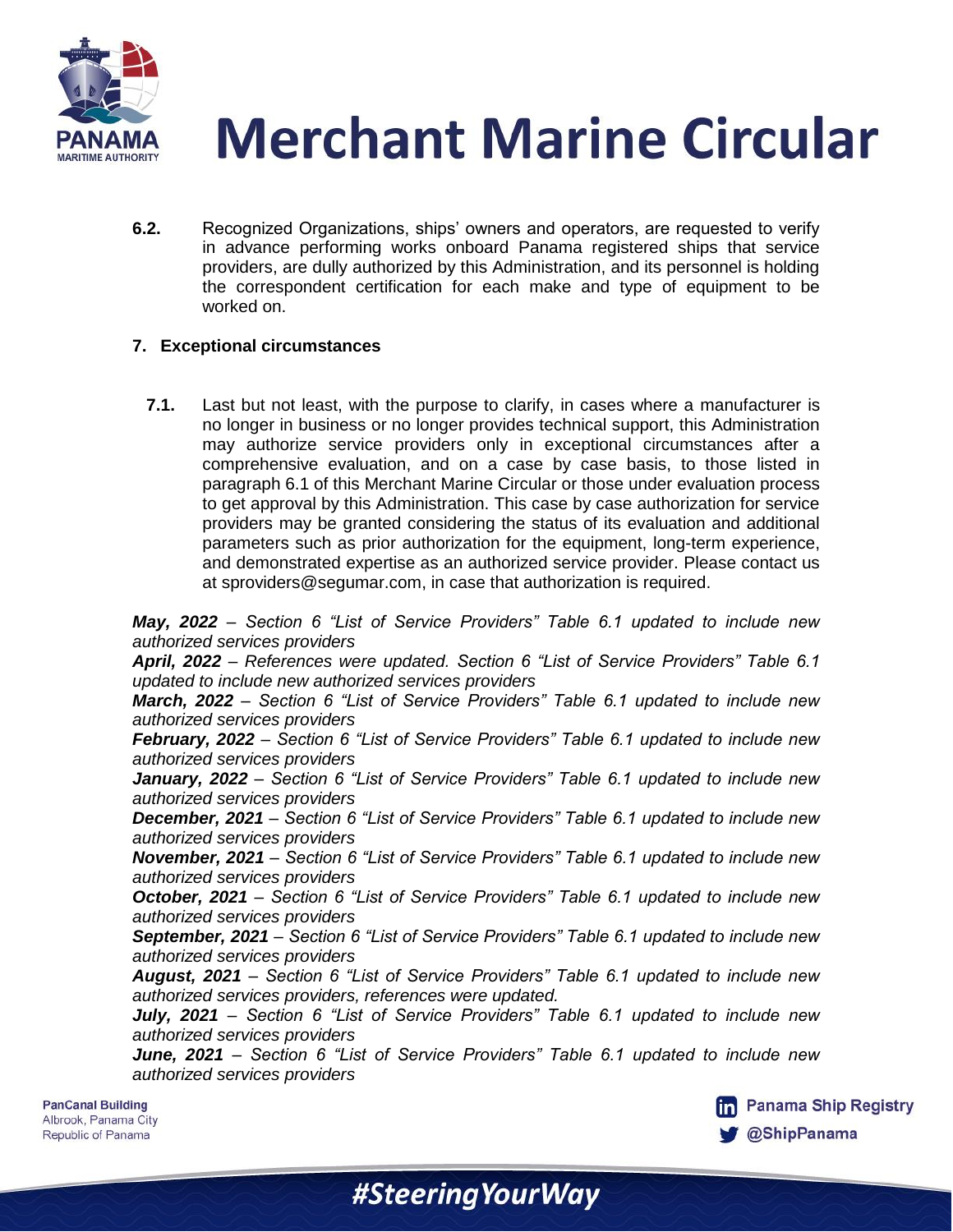**6.2.** Recognized Organizations, ships' owners and operators, are requested to verify in advance performing works onboard Panama registered ships that service providers, are dully authorized by this Administration, and its personnel is holding the correspondent certification for each make and type of equipment to be worked on.

**7. Exceptional circumstances**

**7.1.** Last but not least, with the purpose to clarify, in cases where a manufacturer is no longer in business or no longer provides technical support, this Administration may authorize service providers only in exceptional circumstances after a comprehensive evaluation, and on a case by case basis, to those listed in paragraph 6.1 of this Merchant Marine Circular or those under evaluation process to get approval by this Administration. This case by case authorization for service providers may be granted considering the status of its evaluation and additional parameters such as prior authorization for the equipment, long-term experience, and demonstrated expertise as an authorized service provider. Please contact us at sproviders@segumar.com, in case that authorization is required.

***May, 2022** – Section 6 "List of Service Providers" Table 6.1 updated to include new authorized services providers*
***April, 2022** – References were updated. Section 6 "List of Service Providers" Table 6.1 updated to include new authorized services providers*
***March, 2022** – Section 6 "List of Service Providers" Table 6.1 updated to include new authorized services providers*
***February, 2022** – Section 6 "List of Service Providers" Table 6.1 updated to include new authorized services providers*
***January, 2022** – Section 6 "List of Service Providers" Table 6.1 updated to include new authorized services providers*
***December, 2021** – Section 6 "List of Service Providers" Table 6.1 updated to include new authorized services providers*
***November, 2021** – Section 6 "List of Service Providers" Table 6.1 updated to include new authorized services providers*
***October, 2021** – Section 6 "List of Service Providers" Table 6.1 updated to include new authorized services providers*
***September, 2021** – Section 6 "List of Service Providers" Table 6.1 updated to include new authorized services providers*
***August, 2021** – Section 6 "List of Service Providers" Table 6.1 updated to include new authorized services providers, references were updated.*
***July, 2021** – Section 6 "List of Service Providers" Table 6.1 updated to include new authorized services providers*
***June, 2021** – Section 6 "List of Service Providers" Table 6.1 updated to include new authorized services providers*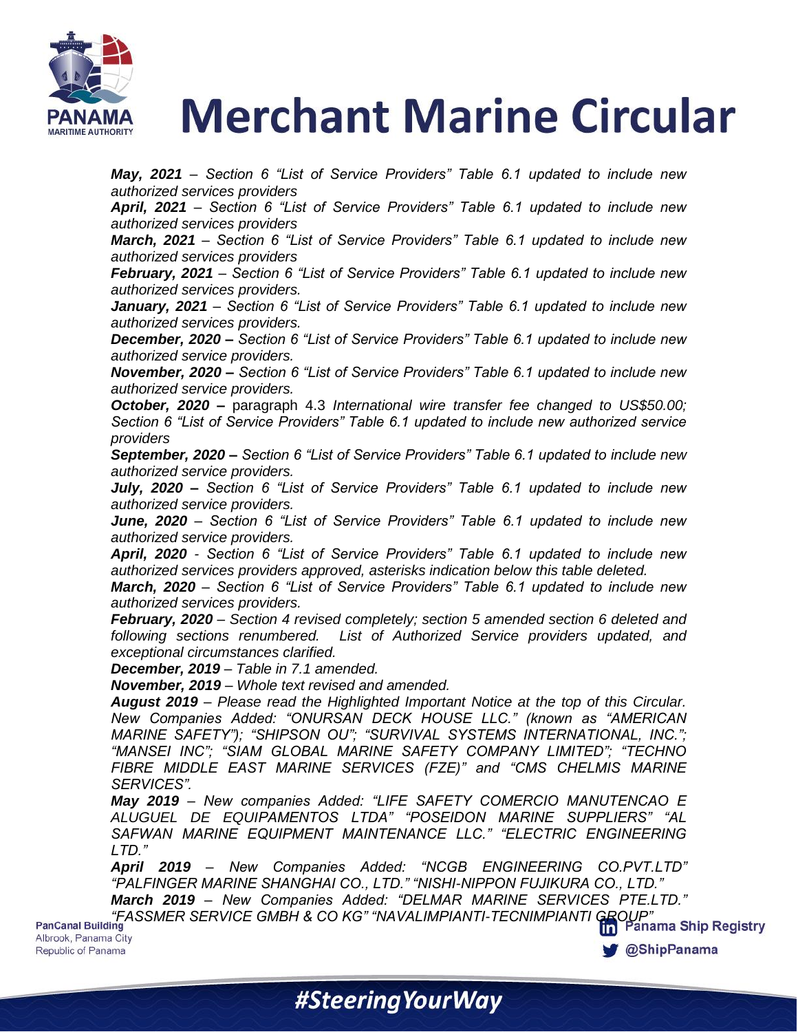***May, 2021*** *– Section 6 "List of Service Providers" Table 6.1 updated to include new authorized services providers*

***April, 2021*** *– Section 6 "List of Service Providers" Table 6.1 updated to include new authorized services providers*

***March, 2021*** *– Section 6 "List of Service Providers" Table 6.1 updated to include new authorized services providers*

***February, 2021*** *– Section 6 "List of Service Providers" Table 6.1 updated to include new authorized services providers.*

***January, 2021*** *– Section 6 "List of Service Providers" Table 6.1 updated to include new authorized services providers.*

***December, 2020 –*** *Section 6 "List of Service Providers" Table 6.1 updated to include new authorized service providers.*

***November, 2020 –*** *Section 6 "List of Service Providers" Table 6.1 updated to include new authorized service providers.*

***October, 2020 –*** paragraph 4.3 *International wire transfer fee changed to US$50.00; Section 6 "List of Service Providers" Table 6.1 updated to include new authorized service providers*

***September, 2020 –*** *Section 6 "List of Service Providers" Table 6.1 updated to include new authorized service providers.*

***July, 2020 –*** *Section 6 "List of Service Providers" Table 6.1 updated to include new authorized service providers.*

***June, 2020*** *– Section 6 "List of Service Providers" Table 6.1 updated to include new authorized service providers.*

***April, 2020*** *- Section 6 "List of Service Providers" Table 6.1 updated to include new authorized services providers approved, asterisks indication below this table deleted.*

***March, 2020*** *– Section 6 "List of Service Providers" Table 6.1 updated to include new authorized services providers.*

***February, 2020*** *– Section 4 revised completely; section 5 amended section 6 deleted and following sections renumbered. List of Authorized Service providers updated, and exceptional circumstances clarified.*

***December, 2019*** *– Table in 7.1 amended.*

***November, 2019*** *– Whole text revised and amended.*

***August 2019*** *– Please read the Highlighted Important Notice at the top of this Circular. New Companies Added: "ONURSAN DECK HOUSE LLC." (known as "AMERICAN MARINE SAFETY"); "SHIPSON OU"; "SURVIVAL SYSTEMS INTERNATIONAL, INC."; "MANSEI INC"; "SIAM GLOBAL MARINE SAFETY COMPANY LIMITED"; "TECHNO FIBRE MIDDLE EAST MARINE SERVICES (FZE)" and "CMS CHELMIS MARINE SERVICES".*

***May 2019*** *– New companies Added: "LIFE SAFETY COMERCIO MANUTENCAO E ALUGUEL DE EQUIPAMENTOS LTDA" "POSEIDON MARINE SUPPLIERS" "AL SAFWAN MARINE EQUIPMENT MAINTENANCE LLC." "ELECTRIC ENGINEERING LTD."*

***April 2019*** *– New Companies Added: "NCGB ENGINEERING CO.PVT.LTD" "PALFINGER MARINE SHANGHAI CO., LTD." "NISHI-NIPPON FUJIKURA CO., LTD."*

***March 2019*** *– New Companies Added: "DELMAR MARINE SERVICES PTE.LTD." "FASSMER SERVICE GMBH & CO KG" "NAVALIMPIANTI-TECNIMPIANTI GROUP"*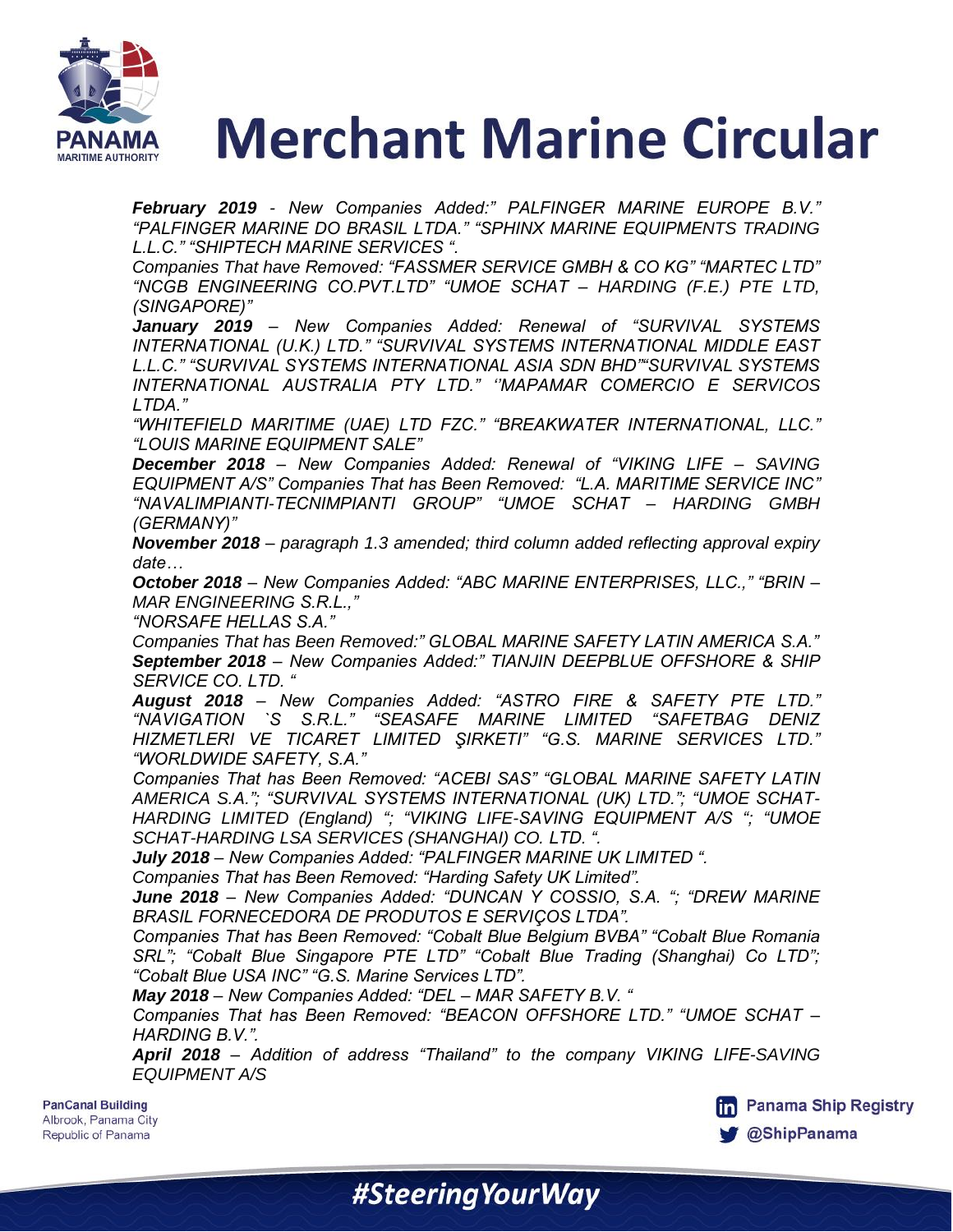***February 2019*** *- New Companies Added:" PALFINGER MARINE EUROPE B.V." "PALFINGER MARINE DO BRASIL LTDA." "SPHINX MARINE EQUIPMENTS TRADING L.L.C." "SHIPTECH MARINE SERVICES ".*

*Companies That have Removed: "FASSMER SERVICE GMBH & CO KG" "MARTEC LTD" "NCGB ENGINEERING CO.PVT.LTD" "UMOE SCHAT – HARDING (F.E.) PTE LTD, (SINGAPORE)"*

***January 2019*** *– New Companies Added: Renewal of "SURVIVAL SYSTEMS INTERNATIONAL (U.K.) LTD." "SURVIVAL SYSTEMS INTERNATIONAL MIDDLE EAST L.L.C." "SURVIVAL SYSTEMS INTERNATIONAL ASIA SDN BHD""SURVIVAL SYSTEMS INTERNATIONAL AUSTRALIA PTY LTD." ''MAPAMAR COMERCIO E SERVICOS LTDA."*

*"WHITEFIELD MARITIME (UAE) LTD FZC." "BREAKWATER INTERNATIONAL, LLC." "LOUIS MARINE EQUIPMENT SALE"*

***December 2018*** *– New Companies Added: Renewal of "VIKING LIFE – SAVING EQUIPMENT A/S" Companies That has Been Removed: "L.A. MARITIME SERVICE INC" "NAVALIMPIANTI-TECNIMPIANTI GROUP" "UMOE SCHAT – HARDING GMBH (GERMANY)"*

***November 2018*** *– paragraph 1.3 amended; third column added reflecting approval expiry date…*

***October 2018*** *– New Companies Added: "ABC MARINE ENTERPRISES, LLC.," "BRIN – MAR ENGINEERING S.R.L.,"*

*"NORSAFE HELLAS S.A."*

*Companies That has Been Removed:" GLOBAL MARINE SAFETY LATIN AMERICA S.A."*

***September 2018*** *– New Companies Added:" TIANJIN DEEPBLUE OFFSHORE & SHIP SERVICE CO. LTD. "*

***August 2018*** *– New Companies Added: "ASTRO FIRE & SAFETY PTE LTD." "NAVIGATION `S S.R.L." "SEASAFE MARINE LIMITED "SAFETBAG DENIZ HIZMETLERI VE TICARET LIMITED ŞIRKETI" "G.S. MARINE SERVICES LTD." "WORLDWIDE SAFETY, S.A."*

*Companies That has Been Removed: "ACEBI SAS" "GLOBAL MARINE SAFETY LATIN AMERICA S.A."; "SURVIVAL SYSTEMS INTERNATIONAL (UK) LTD."; "UMOE SCHAT-HARDING LIMITED (England) "; "VIKING LIFE-SAVING EQUIPMENT A/S "; "UMOE SCHAT-HARDING LSA SERVICES (SHANGHAI) CO. LTD. ".*

***July 2018*** *– New Companies Added: "PALFINGER MARINE UK LIMITED ".*

*Companies That has Been Removed: "Harding Safety UK Limited".*

***June 2018*** *– New Companies Added: "DUNCAN Y COSSIO, S.A. "; "DREW MARINE BRASIL FORNECEDORA DE PRODUTOS E SERVIÇOS LTDA".*

*Companies That has Been Removed: "Cobalt Blue Belgium BVBA" "Cobalt Blue Romania SRL"; "Cobalt Blue Singapore PTE LTD" "Cobalt Blue Trading (Shanghai) Co LTD"; "Cobalt Blue USA INC" "G.S. Marine Services LTD".*

***May 2018*** *– New Companies Added: "DEL – MAR SAFETY B.V. "*

*Companies That has Been Removed: "BEACON OFFSHORE LTD." "UMOE SCHAT – HARDING B.V.".*

***April 2018*** *– Addition of address "Thailand" to the company VIKING LIFE-SAVING EQUIPMENT A/S*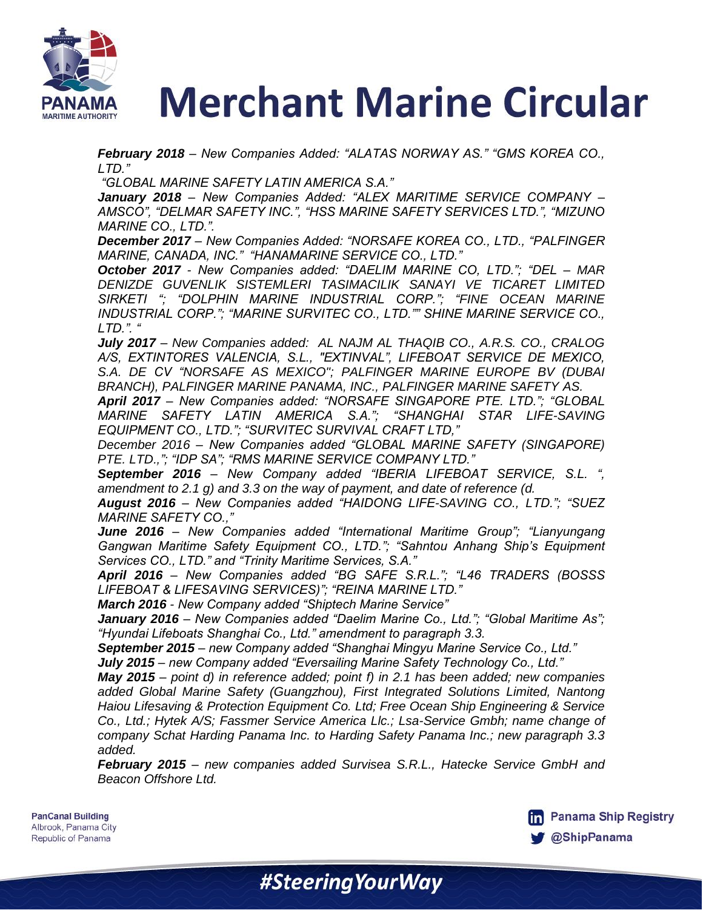***February 2018** – New Companies Added: "ALATAS NORWAY AS." "GMS KOREA CO., LTD."*

*"GLOBAL MARINE SAFETY LATIN AMERICA S.A."*

***January 2018** – New Companies Added: "ALEX MARITIME SERVICE COMPANY – AMSCO", "DELMAR SAFETY INC.", "HSS MARINE SAFETY SERVICES LTD.", "MIZUNO MARINE CO., LTD.".*

***December 2017** – New Companies Added: "NORSAFE KOREA CO., LTD., "PALFINGER MARINE, CANADA, INC." "HANAMARINE SERVICE CO., LTD."*

***October 2017** - New Companies added: "DAELIM MARINE CO, LTD."; "DEL – MAR DENIZDE GUVENLIK SISTEMLERI TASIMACILIK SANAYI VE TICARET LIMITED SIRKETI "; "DOLPHIN MARINE INDUSTRIAL CORP."; "FINE OCEAN MARINE INDUSTRIAL CORP."; "MARINE SURVITEC CO., LTD."" SHINE MARINE SERVICE CO., LTD.". "*

***July 2017** – New Companies added: AL NAJM AL THAQIB CO., A.R.S. CO., CRALOG A/S, EXTINTORES VALENCIA, S.L., "EXTINVAL", LIFEBOAT SERVICE DE MEXICO, S.A. DE CV "NORSAFE AS MEXICO"; PALFINGER MARINE EUROPE BV (DUBAI BRANCH), PALFINGER MARINE PANAMA, INC., PALFINGER MARINE SAFETY AS.*

***April 2017** – New Companies added: "NORSAFE SINGAPORE PTE. LTD."; "GLOBAL MARINE SAFETY LATIN AMERICA S.A."; "SHANGHAI STAR LIFE-SAVING EQUIPMENT CO., LTD."; "SURVITEC SURVIVAL CRAFT LTD,"*

*December 2016 – New Companies added "GLOBAL MARINE SAFETY (SINGAPORE) PTE. LTD.,"; "IDP SA"; "RMS MARINE SERVICE COMPANY LTD."*

***September 2016** – New Company added "IBERIA LIFEBOAT SERVICE, S.L. ", amendment to 2.1 g) and 3.3 on the way of payment, and date of reference (d.*

***August 2016** – New Companies added "HAIDONG LIFE-SAVING CO., LTD."; "SUEZ MARINE SAFETY CO.,"*

***June 2016** – New Companies added "International Maritime Group"; "Lianyungang Gangwan Maritime Safety Equipment CO., LTD."; "Sahntou Anhang Ship's Equipment Services CO., LTD." and "Trinity Maritime Services, S.A."*

***April 2016** – New Companies added "BG SAFE S.R.L."; "L46 TRADERS (BOSSS LIFEBOAT & LIFESAVING SERVICES)"; "REINA MARINE LTD."*

***March 2016** - New Company added "Shiptech Marine Service"*

***January 2016** – New Companies added "Daelim Marine Co., Ltd."; "Global Maritime As"; "Hyundai Lifeboats Shanghai Co., Ltd." amendment to paragraph 3.3.*

***September 2015** – new Company added "Shanghai Mingyu Marine Service Co., Ltd."*

***July 2015** – new Company added "Eversailing Marine Safety Technology Co., Ltd."*

***May 2015** – point d) in reference added; point f) in 2.1 has been added; new companies added Global Marine Safety (Guangzhou), First Integrated Solutions Limited, Nantong Haiou Lifesaving & Protection Equipment Co. Ltd; Free Ocean Ship Engineering & Service Co., Ltd.; Hytek A/S; Fassmer Service America Llc.; Lsa-Service Gmbh; name change of company Schat Harding Panama Inc. to Harding Safety Panama Inc.; new paragraph 3.3 added.*

***February 2015** – new companies added Survisea S.R.L., Hatecke Service GmbH and Beacon Offshore Ltd.*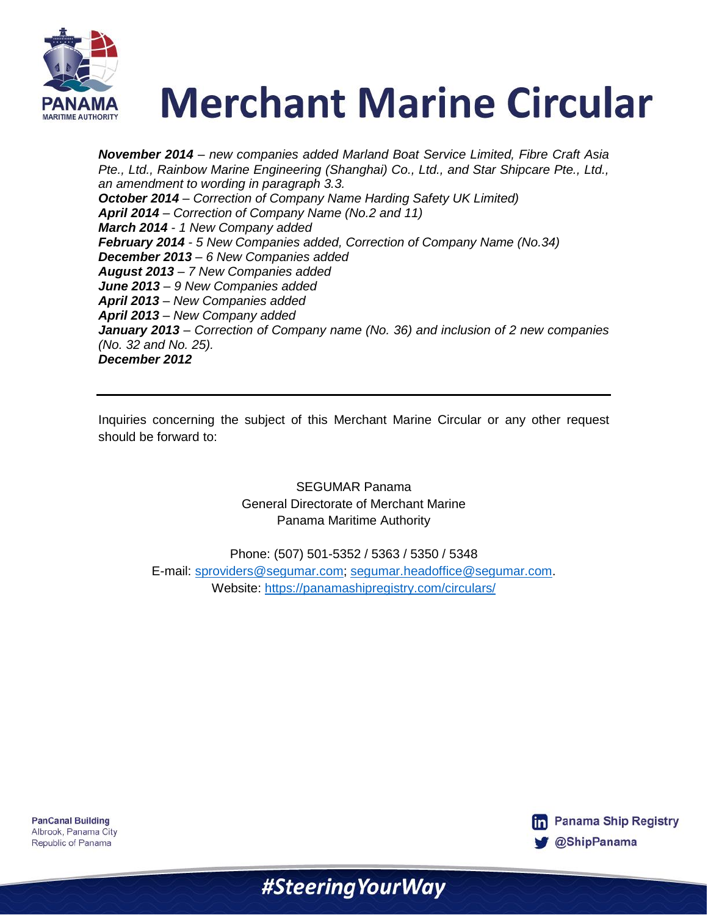***November 2014*** *– new companies added Marland Boat Service Limited, Fibre Craft Asia Pte., Ltd., Rainbow Marine Engineering (Shanghai) Co., Ltd., and Star Shipcare Pte., Ltd., an amendment to wording in paragraph 3.3.*
***October 2014*** *– Correction of Company Name Harding Safety UK Limited)*
***April 2014*** *– Correction of Company Name (No.2 and 11)*
***March 2014*** *- 1 New Company added*
***February 2014*** *- 5 New Companies added, Correction of Company Name (No.34)*
***December 2013*** *– 6 New Companies added*
***August 2013*** *– 7 New Companies added*
***June 2013*** *– 9 New Companies added*
***April 2013*** *– New Companies added*
***April 2013*** *– New Company added*
***January 2013*** *– Correction of Company name (No. 36) and inclusion of 2 new companies (No. 32 and No. 25).*
***December 2012***

---

Inquiries concerning the subject of this Merchant Marine Circular or any other request should be forward to:

SEGUMAR Panama
General Directorate of Merchant Marine
Panama Maritime Authority

Phone: (507) 501-5352 / 5363 / 5350 / 5348
E-mail: sproviders@segumar.com; segumar.headoffice@segumar.com.
Website: https://panamashipregistry.com/circulars/